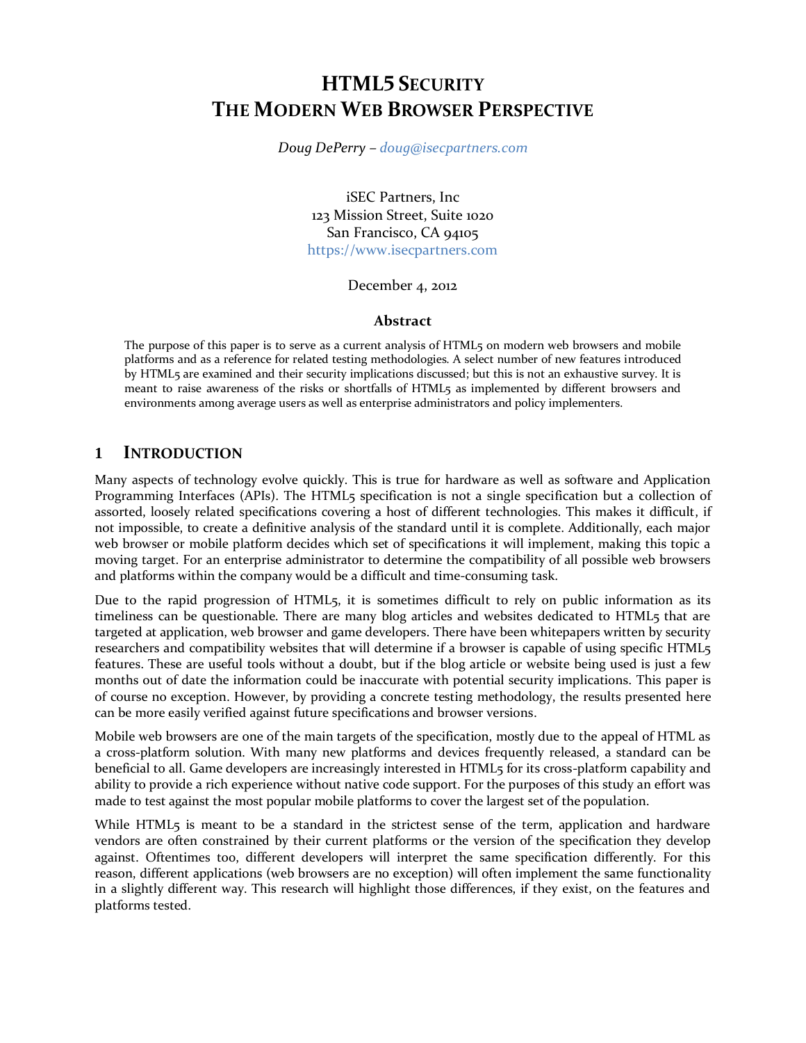# HTML5 SECURITY
# THE MODERN WEB BROWSER PERSPECTIVE

*Doug DePerry – doug@isecpartners.com*

iSEC Partners, Inc
123 Mission Street, Suite 1020
San Francisco, CA 94105
https://www.isecpartners.com

December 4, 2012

### Abstract

The purpose of this paper is to serve as a current analysis of HTML5 on modern web browsers and mobile platforms and as a reference for related testing methodologies. A select number of new features introduced by HTML5 are examined and their security implications discussed; but this is not an exhaustive survey. It is meant to raise awareness of the risks or shortfalls of HTML5 as implemented by different browsers and environments among average users as well as enterprise administrators and policy implementers.

## 1 INTRODUCTION

Many aspects of technology evolve quickly. This is true for hardware as well as software and Application Programming Interfaces (APIs). The HTML5 specification is not a single specification but a collection of assorted, loosely related specifications covering a host of different technologies. This makes it difficult, if not impossible, to create a definitive analysis of the standard until it is complete. Additionally, each major web browser or mobile platform decides which set of specifications it will implement, making this topic a moving target. For an enterprise administrator to determine the compatibility of all possible web browsers and platforms within the company would be a difficult and time-consuming task.

Due to the rapid progression of HTML5, it is sometimes difficult to rely on public information as its timeliness can be questionable. There are many blog articles and websites dedicated to HTML5 that are targeted at application, web browser and game developers. There have been whitepapers written by security researchers and compatibility websites that will determine if a browser is capable of using specific HTML5 features. These are useful tools without a doubt, but if the blog article or website being used is just a few months out of date the information could be inaccurate with potential security implications. This paper is of course no exception. However, by providing a concrete testing methodology, the results presented here can be more easily verified against future specifications and browser versions.

Mobile web browsers are one of the main targets of the specification, mostly due to the appeal of HTML as a cross-platform solution. With many new platforms and devices frequently released, a standard can be beneficial to all. Game developers are increasingly interested in HTML5 for its cross-platform capability and ability to provide a rich experience without native code support. For the purposes of this study an effort was made to test against the most popular mobile platforms to cover the largest set of the population.

While HTML5 is meant to be a standard in the strictest sense of the term, application and hardware vendors are often constrained by their current platforms or the version of the specification they develop against. Oftentimes too, different developers will interpret the same specification differently. For this reason, different applications (web browsers are no exception) will often implement the same functionality in a slightly different way. This research will highlight those differences, if they exist, on the features and platforms tested.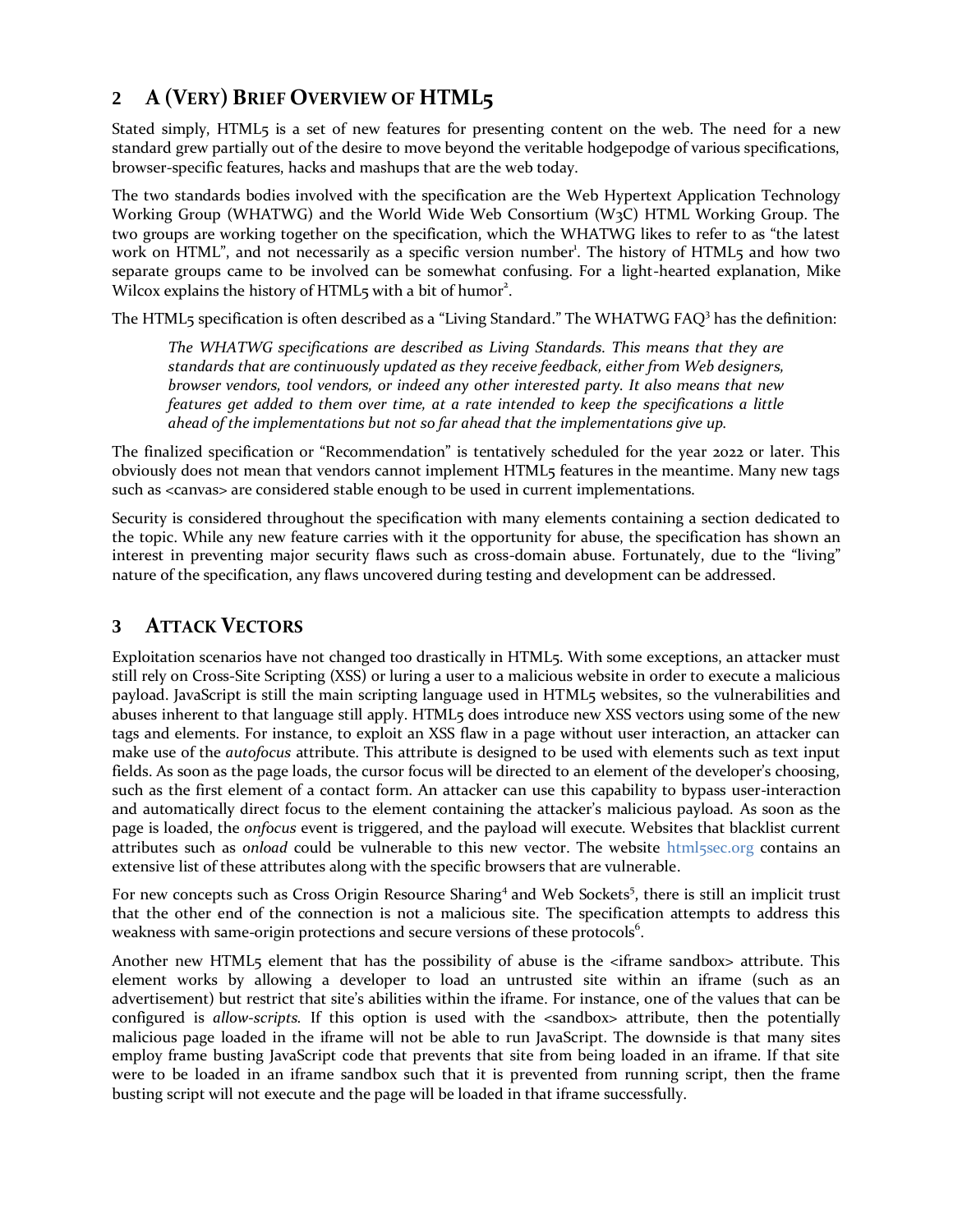## 2 A (Very) Brief Overview of HTML5

Stated simply, HTML5 is a set of new features for presenting content on the web. The need for a new standard grew partially out of the desire to move beyond the veritable hodgepodge of various specifications, browser-specific features, hacks and mashups that are the web today.

The two standards bodies involved with the specification are the Web Hypertext Application Technology Working Group (WHATWG) and the World Wide Web Consortium (W3C) HTML Working Group. The two groups are working together on the specification, which the WHATWG likes to refer to as "the latest work on HTML", and not necessarily as a specific version number[1]. The history of HTML5 and how two separate groups came to be involved can be somewhat confusing. For a light-hearted explanation, Mike Wilcox explains the history of HTML5 with a bit of humor[2].

The HTML5 specification is often described as a "Living Standard." The WHATWG FAQ[3] has the definition:

> *The WHATWG specifications are described as Living Standards. This means that they are standards that are continuously updated as they receive feedback, either from Web designers, browser vendors, tool vendors, or indeed any other interested party. It also means that new features get added to them over time, at a rate intended to keep the specifications a little ahead of the implementations but not so far ahead that the implementations give up.*

The finalized specification or "Recommendation" is tentatively scheduled for the year 2022 or later. This obviously does not mean that vendors cannot implement HTML5 features in the meantime. Many new tags such as <canvas> are considered stable enough to be used in current implementations.

Security is considered throughout the specification with many elements containing a section dedicated to the topic. While any new feature carries with it the opportunity for abuse, the specification has shown an interest in preventing major security flaws such as cross-domain abuse. Fortunately, due to the "living" nature of the specification, any flaws uncovered during testing and development can be addressed.

## 3 Attack Vectors

Exploitation scenarios have not changed too drastically in HTML5. With some exceptions, an attacker must still rely on Cross-Site Scripting (XSS) or luring a user to a malicious website in order to execute a malicious payload. JavaScript is still the main scripting language used in HTML5 websites, so the vulnerabilities and abuses inherent to that language still apply. HTML5 does introduce new XSS vectors using some of the new tags and elements. For instance, to exploit an XSS flaw in a page without user interaction, an attacker can make use of the *autofocus* attribute. This attribute is designed to be used with elements such as text input fields. As soon as the page loads, the cursor focus will be directed to an element of the developer's choosing, such as the first element of a contact form. An attacker can use this capability to bypass user-interaction and automatically direct focus to the element containing the attacker's malicious payload. As soon as the page is loaded, the *onfocus* event is triggered, and the payload will execute. Websites that blacklist current attributes such as *onload* could be vulnerable to this new vector. The website html5sec.org contains an extensive list of these attributes along with the specific browsers that are vulnerable.

For new concepts such as Cross Origin Resource Sharing[4] and Web Sockets[5], there is still an implicit trust that the other end of the connection is not a malicious site. The specification attempts to address this weakness with same-origin protections and secure versions of these protocols[6].

Another new HTML5 element that has the possibility of abuse is the <iframe sandbox> attribute. This element works by allowing a developer to load an untrusted site within an iframe (such as an advertisement) but restrict that site's abilities within the iframe. For instance, one of the values that can be configured is *allow-scripts*. If this option is used with the <sandbox> attribute, then the potentially malicious page loaded in the iframe will not be able to run JavaScript. The downside is that many sites employ frame busting JavaScript code that prevents that site from being loaded in an iframe. If that site were to be loaded in an iframe sandbox such that it is prevented from running script, then the frame busting script will not execute and the page will be loaded in that iframe successfully.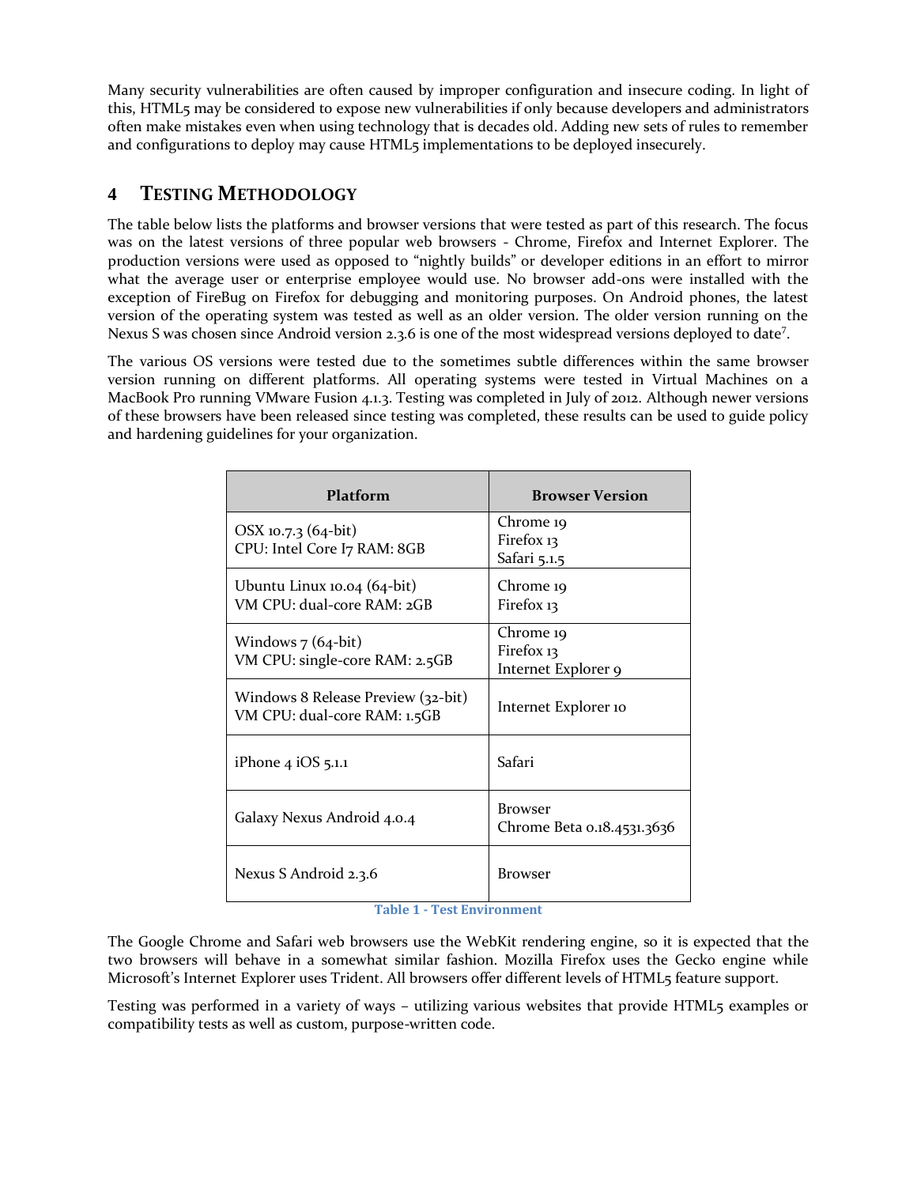Many security vulnerabilities are often caused by improper configuration and insecure coding. In light of this, HTML5 may be considered to expose new vulnerabilities if only because developers and administrators often make mistakes even when using technology that is decades old. Adding new sets of rules to remember and configurations to deploy may cause HTML5 implementations to be deployed insecurely.

## 4 TESTING METHODOLOGY

The table below lists the platforms and browser versions that were tested as part of this research. The focus was on the latest versions of three popular web browsers - Chrome, Firefox and Internet Explorer. The production versions were used as opposed to "nightly builds" or developer editions in an effort to mirror what the average user or enterprise employee would use. No browser add-ons were installed with the exception of FireBug on Firefox for debugging and monitoring purposes. On Android phones, the latest version of the operating system was tested as well as an older version. The older version running on the Nexus S was chosen since Android version 2.3.6 is one of the most widespread versions deployed to date[7].

The various OS versions were tested due to the sometimes subtle differences within the same browser version running on different platforms. All operating systems were tested in Virtual Machines on a MacBook Pro running VMware Fusion 4.1.3. Testing was completed in July of 2012. Although newer versions of these browsers have been released since testing was completed, these results can be used to guide policy and hardening guidelines for your organization.

| Platform | Browser Version |
|---|---|
| OSX 10.7.3 (64-bit)<br>CPU: Intel Core I7 RAM: 8GB | Chrome 19<br>Firefox 13<br>Safari 5.1.5 |
| Ubuntu Linux 10.04 (64-bit)<br>VM CPU: dual-core RAM: 2GB | Chrome 19<br>Firefox 13 |
| Windows 7 (64-bit)<br>VM CPU: single-core RAM: 2.5GB | Chrome 19<br>Firefox 13<br>Internet Explorer 9 |
| Windows 8 Release Preview (32-bit)<br>VM CPU: dual-core RAM: 1.5GB | Internet Explorer 10 |
| iPhone 4 iOS 5.1.1 | Safari |
| Galaxy Nexus Android 4.0.4 | Browser<br>Chrome Beta 0.18.4531.3636 |
| Nexus S Android 2.3.6 | Browser |

Table 1 - Test Environment

The Google Chrome and Safari web browsers use the WebKit rendering engine, so it is expected that the two browsers will behave in a somewhat similar fashion. Mozilla Firefox uses the Gecko engine while Microsoft's Internet Explorer uses Trident. All browsers offer different levels of HTML5 feature support.

Testing was performed in a variety of ways – utilizing various websites that provide HTML5 examples or compatibility tests as well as custom, purpose-written code.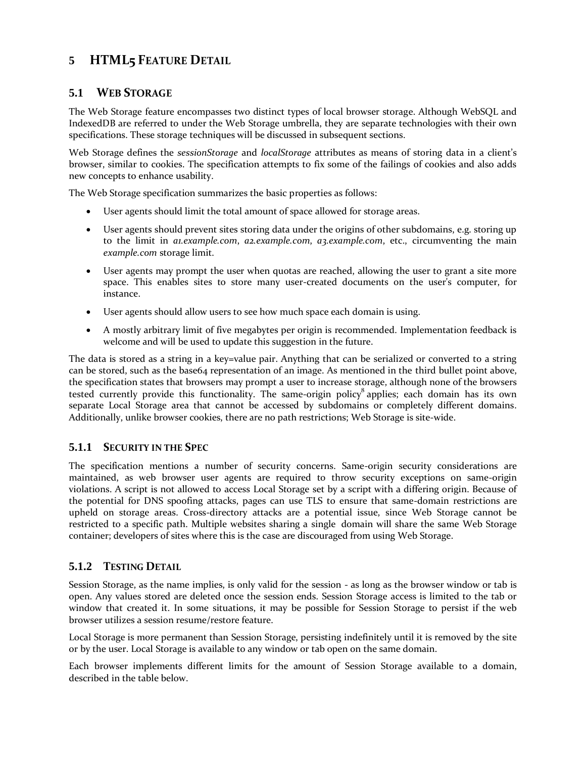# 5 HTML5 Feature Detail

## 5.1 Web Storage

The Web Storage feature encompasses two distinct types of local browser storage. Although WebSQL and IndexedDB are referred to under the Web Storage umbrella, they are separate technologies with their own specifications. These storage techniques will be discussed in subsequent sections.

Web Storage defines the *sessionStorage* and *localStorage* attributes as means of storing data in a client's browser, similar to cookies. The specification attempts to fix some of the failings of cookies and also adds new concepts to enhance usability.

The Web Storage specification summarizes the basic properties as follows:

- User agents should limit the total amount of space allowed for storage areas.
- User agents should prevent sites storing data under the origins of other subdomains, e.g. storing up to the limit in *a1.example.com*, *a2.example.com*, *a3.example.com*, etc., circumventing the main *example.com* storage limit.
- User agents may prompt the user when quotas are reached, allowing the user to grant a site more space. This enables sites to store many user-created documents on the user's computer, for instance.
- User agents should allow users to see how much space each domain is using.
- A mostly arbitrary limit of five megabytes per origin is recommended. Implementation feedback is welcome and will be used to update this suggestion in the future.

The data is stored as a string in a key=value pair. Anything that can be serialized or converted to a string can be stored, such as the base64 representation of an image. As mentioned in the third bullet point above, the specification states that browsers may prompt a user to increase storage, although none of the browsers tested currently provide this functionality. The same-origin policy[8] applies; each domain has its own separate Local Storage area that cannot be accessed by subdomains or completely different domains. Additionally, unlike browser cookies, there are no path restrictions; Web Storage is site-wide.

### 5.1.1 Security in the Spec

The specification mentions a number of security concerns. Same-origin security considerations are maintained, as web browser user agents are required to throw security exceptions on same-origin violations. A script is not allowed to access Local Storage set by a script with a differing origin. Because of the potential for DNS spoofing attacks, pages can use TLS to ensure that same-domain restrictions are upheld on storage areas. Cross-directory attacks are a potential issue, since Web Storage cannot be restricted to a specific path. Multiple websites sharing a single domain will share the same Web Storage container; developers of sites where this is the case are discouraged from using Web Storage.

### 5.1.2 Testing Detail

Session Storage, as the name implies, is only valid for the session - as long as the browser window or tab is open. Any values stored are deleted once the session ends. Session Storage access is limited to the tab or window that created it. In some situations, it may be possible for Session Storage to persist if the web browser utilizes a session resume/restore feature.

Local Storage is more permanent than Session Storage, persisting indefinitely until it is removed by the site or by the user. Local Storage is available to any window or tab open on the same domain.

Each browser implements different limits for the amount of Session Storage available to a domain, described in the table below.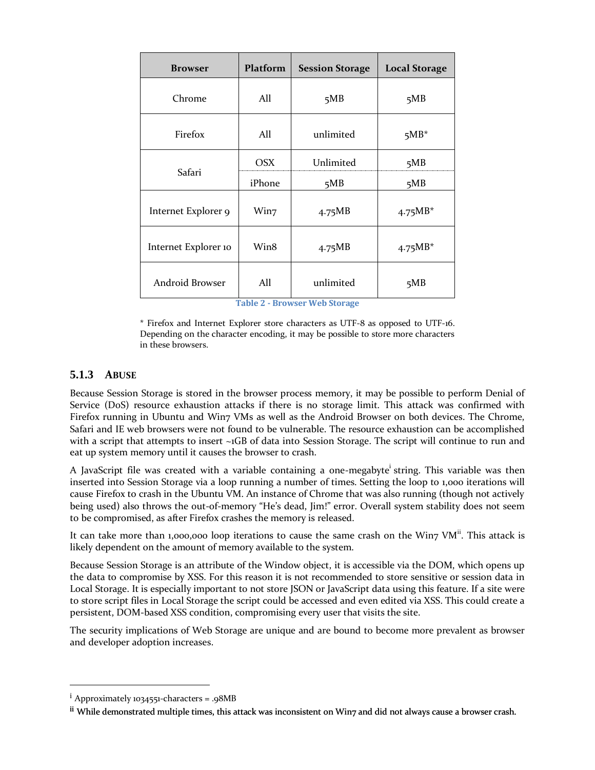| Browser | Platform | Session Storage | Local Storage |
|---|---|---|---|
| Chrome | All | 5MB | 5MB |
| Firefox | All | unlimited | 5MB* |
| Safari | OSX | Unlimited | 5MB |
| | iPhone | 5MB | 5MB |
| Internet Explorer 9 | Win7 | 4.75MB | 4.75MB* |
| Internet Explorer 10 | Win8 | 4.75MB | 4.75MB* |
| Android Browser | All | unlimited | 5MB |

Table 2 - Browser Web Storage

* Firefox and Internet Explorer store characters as UTF-8 as opposed to UTF-16. Depending on the character encoding, it may be possible to store more characters in these browsers.

### 5.1.3 ABUSE

Because Session Storage is stored in the browser process memory, it may be possible to perform Denial of Service (DoS) resource exhaustion attacks if there is no storage limit. This attack was confirmed with Firefox running in Ubuntu and Win7 VMs as well as the Android Browser on both devices. The Chrome, Safari and IE web browsers were not found to be vulnerable. The resource exhaustion can be accomplished with a script that attempts to insert ~1GB of data into Session Storage. The script will continue to run and eat up system memory until it causes the browser to crash.

A JavaScript file was created with a variable containing a one-megabyte[i] string. This variable was then inserted into Session Storage via a loop running a number of times. Setting the loop to 1,000 iterations will cause Firefox to crash in the Ubuntu VM. An instance of Chrome that was also running (though not actively being used) also throws the out-of-memory "He's dead, Jim!" error. Overall system stability does not seem to be compromised, as after Firefox crashes the memory is released.

It can take more than 1,000,000 loop iterations to cause the same crash on the Win7 VM[ii]. This attack is likely dependent on the amount of memory available to the system.

Because Session Storage is an attribute of the Window object, it is accessible via the DOM, which opens up the data to compromise by XSS. For this reason it is not recommended to store sensitive or session data in Local Storage. It is especially important to not store JSON or JavaScript data using this feature. If a site were to store script files in Local Storage the script could be accessed and even edited via XSS. This could create a persistent, DOM-based XSS condition, compromising every user that visits the site.

The security implications of Web Storage are unique and are bound to become more prevalent as browser and developer adoption increases.

---

[i] Approximately 1034551-characters = .98MB

[ii] While demonstrated multiple times, this attack was inconsistent on Win7 and did not always cause a browser crash.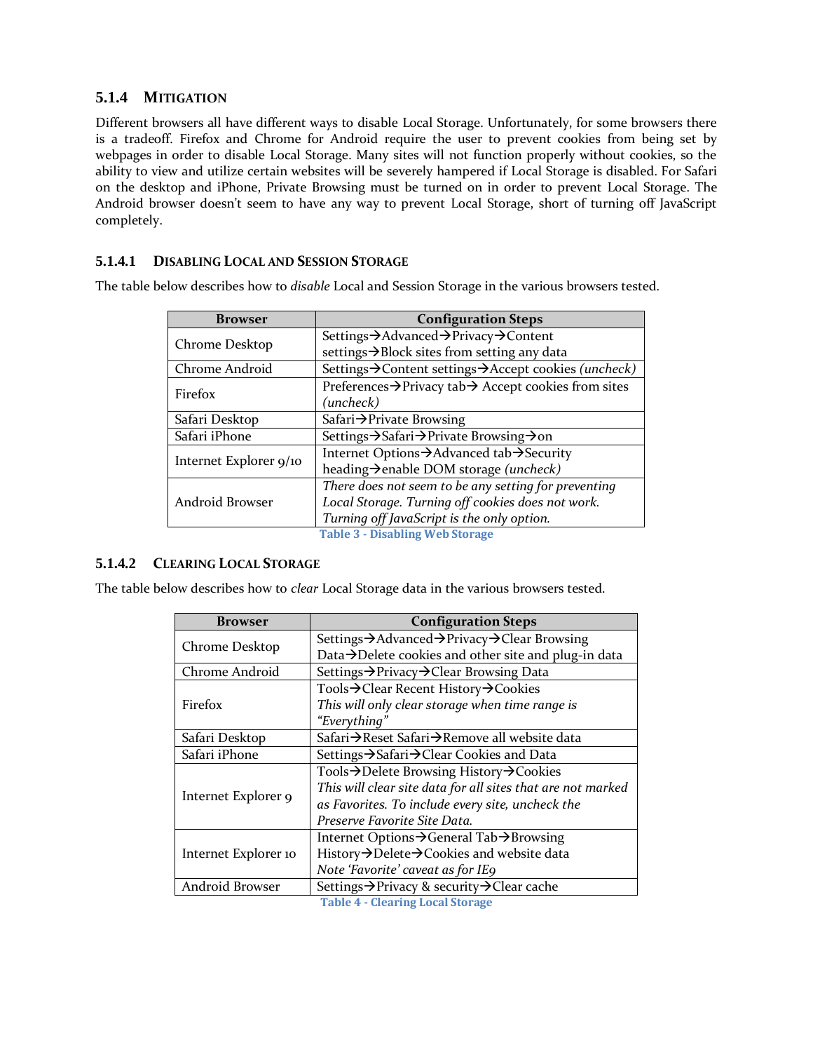### 5.1.4 Mitigation

Different browsers all have different ways to disable Local Storage. Unfortunately, for some browsers there is a tradeoff. Firefox and Chrome for Android require the user to prevent cookies from being set by webpages in order to disable Local Storage. Many sites will not function properly without cookies, so the ability to view and utilize certain websites will be severely hampered if Local Storage is disabled. For Safari on the desktop and iPhone, Private Browsing must be turned on in order to prevent Local Storage. The Android browser doesn't seem to have any way to prevent Local Storage, short of turning off JavaScript completely.

#### 5.1.4.1 Disabling Local and Session Storage

The table below describes how to *disable* Local and Session Storage in the various browsers tested.

| Browser | Configuration Steps |
|---|---|
| Chrome Desktop | Settings→Advanced→Privacy→Content settings→Block sites from setting any data |
| Chrome Android | Settings→Content settings→Accept cookies *(uncheck)* |
| Firefox | Preferences→Privacy tab→ Accept cookies from sites *(uncheck)* |
| Safari Desktop | Safari→Private Browsing |
| Safari iPhone | Settings→Safari→Private Browsing→on |
| Internet Explorer 9/10 | Internet Options→Advanced tab→Security heading→enable DOM storage *(uncheck)* |
| Android Browser | *There does not seem to be any setting for preventing Local Storage. Turning off cookies does not work. Turning off JavaScript is the only option.* |

**Table 3 - Disabling Web Storage**

#### 5.1.4.2 Clearing Local Storage

The table below describes how to *clear* Local Storage data in the various browsers tested.

| Browser | Configuration Steps |
|---|---|
| Chrome Desktop | Settings→Advanced→Privacy→Clear Browsing Data→Delete cookies and other site and plug-in data |
| Chrome Android | Settings→Privacy→Clear Browsing Data |
| Firefox | Tools→Clear Recent History→Cookies *This will only clear storage when time range is "Everything"* |
| Safari Desktop | Safari→Reset Safari→Remove all website data |
| Safari iPhone | Settings→Safari→Clear Cookies and Data |
| Internet Explorer 9 | Tools→Delete Browsing History→Cookies *This will clear site data for all sites that are not marked as Favorites. To include every site, uncheck the Preserve Favorite Site Data.* |
| Internet Explorer 10 | Internet Options→General Tab→Browsing History→Delete→Cookies and website data *Note 'Favorite' caveat as for IE9* |
| Android Browser | Settings→Privacy & security→Clear cache |

**Table 4 - Clearing Local Storage**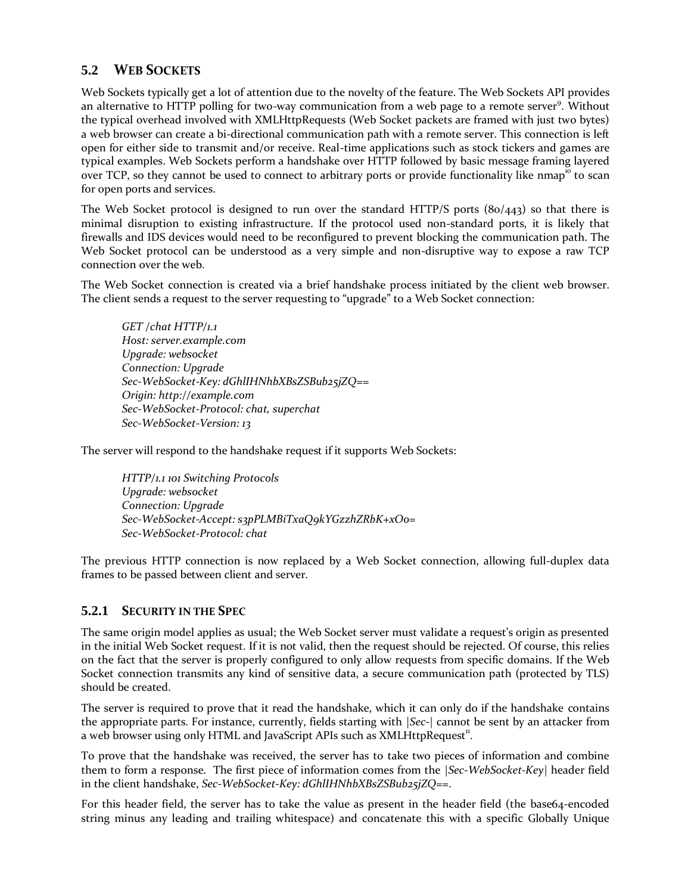## 5.2 WEB SOCKETS

Web Sockets typically get a lot of attention due to the novelty of the feature. The Web Sockets API provides an alternative to HTTP polling for two-way communication from a web page to a remote server[9]. Without the typical overhead involved with XMLHttpRequests (Web Socket packets are framed with just two bytes) a web browser can create a bi-directional communication path with a remote server. This connection is left open for either side to transmit and/or receive. Real-time applications such as stock tickers and games are typical examples. Web Sockets perform a handshake over HTTP followed by basic message framing layered over TCP, so they cannot be used to connect to arbitrary ports or provide functionality like nmap[10] to scan for open ports and services.

The Web Socket protocol is designed to run over the standard HTTP/S ports (80/443) so that there is minimal disruption to existing infrastructure. If the protocol used non-standard ports, it is likely that firewalls and IDS devices would need to be reconfigured to prevent blocking the communication path. The Web Socket protocol can be understood as a very simple and non-disruptive way to expose a raw TCP connection over the web.

The Web Socket connection is created via a brief handshake process initiated by the client web browser. The client sends a request to the server requesting to "upgrade" to a Web Socket connection:

*GET /chat HTTP/1.1*
*Host: server.example.com*
*Upgrade: websocket*
*Connection: Upgrade*
*Sec-WebSocket-Key: dGhlIHNhbXBsZSBub25jZQ==*
*Origin: http://example.com*
*Sec-WebSocket-Protocol: chat, superchat*
*Sec-WebSocket-Version: 13*

The server will respond to the handshake request if it supports Web Sockets:

*HTTP/1.1 101 Switching Protocols*
*Upgrade: websocket*
*Connection: Upgrade*
*Sec-WebSocket-Accept: s3pPLMBiTxaQ9kYGzzhZRbK+xOo=*
*Sec-WebSocket-Protocol: chat*

The previous HTTP connection is now replaced by a Web Socket connection, allowing full-duplex data frames to be passed between client and server.

### 5.2.1 SECURITY IN THE SPEC

The same origin model applies as usual; the Web Socket server must validate a request's origin as presented in the initial Web Socket request. If it is not valid, then the request should be rejected. Of course, this relies on the fact that the server is properly configured to only allow requests from specific domains. If the Web Socket connection transmits any kind of sensitive data, a secure communication path (protected by TLS) should be created.

The server is required to prove that it read the handshake, which it can only do if the handshake contains the appropriate parts. For instance, currently, fields starting with |*Sec-*| cannot be sent by an attacker from a web browser using only HTML and JavaScript APIs such as XMLHttpRequest[11].

To prove that the handshake was received, the server has to take two pieces of information and combine them to form a response. The first piece of information comes from the |*Sec-WebSocket-Key*| header field in the client handshake, *Sec-WebSocket-Key: dGhlIHNhbXBsZSBub25jZQ==*.

For this header field, the server has to take the value as present in the header field (the base64-encoded string minus any leading and trailing whitespace) and concatenate this with a specific Globally Unique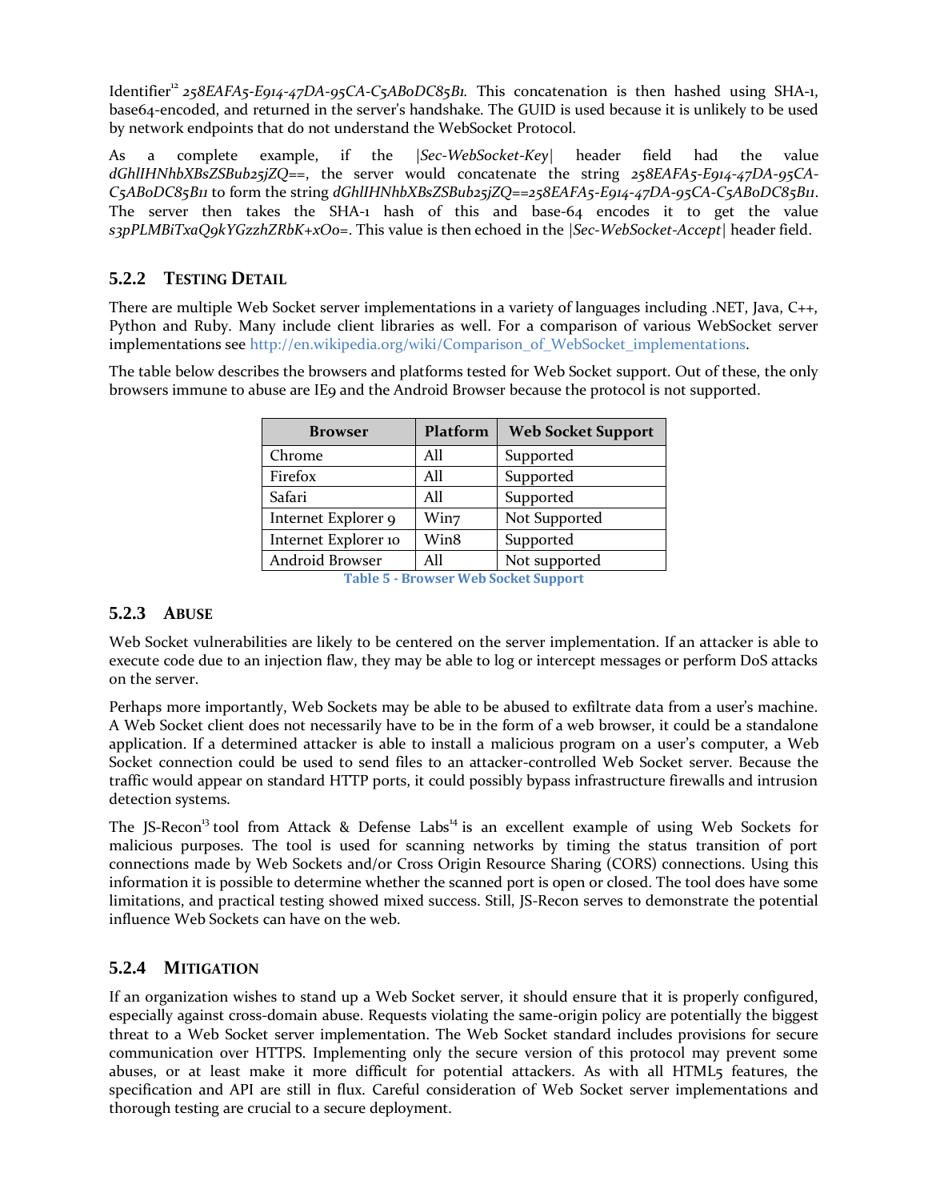Identifier[12] *258EAFA5-E914-47DA-95CA-C5AB0DC85B11*. This concatenation is then hashed using SHA-1, base64-encoded, and returned in the server's handshake. The GUID is used because it is unlikely to be used by network endpoints that do not understand the WebSocket Protocol.

As a complete example, if the |*Sec-WebSocket-Key*| header field had the value *dGhlIHNhbXBsZSBub25jZQ==*, the server would concatenate the string *258EAFA5-E914-47DA-95CA-C5AB0DC85B11* to form the string *dGhlIHNhbXBsZSBub25jZQ==258EAFA5-E914-47DA-95CA-C5AB0DC85B11*. The server then takes the SHA-1 hash of this and base-64 encodes it to get the value *s3pPLMBiTxaQ9kYGzzhZRbK+xOo=*. This value is then echoed in the |*Sec-WebSocket-Accept*| header field.

### 5.2.2 Testing Detail

There are multiple Web Socket server implementations in a variety of languages including .NET, Java, C++, Python and Ruby. Many include client libraries as well. For a comparison of various WebSocket server implementations see http://en.wikipedia.org/wiki/Comparison_of_WebSocket_implementations.

The table below describes the browsers and platforms tested for Web Socket support. Out of these, the only browsers immune to abuse are IE9 and the Android Browser because the protocol is not supported.

| Browser | Platform | Web Socket Support |
|---|---|---|
| Chrome | All | Supported |
| Firefox | All | Supported |
| Safari | All | Supported |
| Internet Explorer 9 | Win7 | Not Supported |
| Internet Explorer 10 | Win8 | Supported |
| Android Browser | All | Not supported |

Table 5 - Browser Web Socket Support

### 5.2.3 Abuse

Web Socket vulnerabilities are likely to be centered on the server implementation. If an attacker is able to execute code due to an injection flaw, they may be able to log or intercept messages or perform DoS attacks on the server.

Perhaps more importantly, Web Sockets may be able to be abused to exfiltrate data from a user's machine. A Web Socket client does not necessarily have to be in the form of a web browser, it could be a standalone application. If a determined attacker is able to install a malicious program on a user's computer, a Web Socket connection could be used to send files to an attacker-controlled Web Socket server. Because the traffic would appear on standard HTTP ports, it could possibly bypass infrastructure firewalls and intrusion detection systems.

The JS-Recon[13] tool from Attack & Defense Labs[14] is an excellent example of using Web Sockets for malicious purposes. The tool is used for scanning networks by timing the status transition of port connections made by Web Sockets and/or Cross Origin Resource Sharing (CORS) connections. Using this information it is possible to determine whether the scanned port is open or closed. The tool does have some limitations, and practical testing showed mixed success. Still, JS-Recon serves to demonstrate the potential influence Web Sockets can have on the web.

### 5.2.4 Mitigation

If an organization wishes to stand up a Web Socket server, it should ensure that it is properly configured, especially against cross-domain abuse. Requests violating the same-origin policy are potentially the biggest threat to a Web Socket server implementation. The Web Socket standard includes provisions for secure communication over HTTPS. Implementing only the secure version of this protocol may prevent some abuses, or at least make it more difficult for potential attackers. As with all HTML5 features, the specification and API are still in flux. Careful consideration of Web Socket server implementations and thorough testing are crucial to a secure deployment.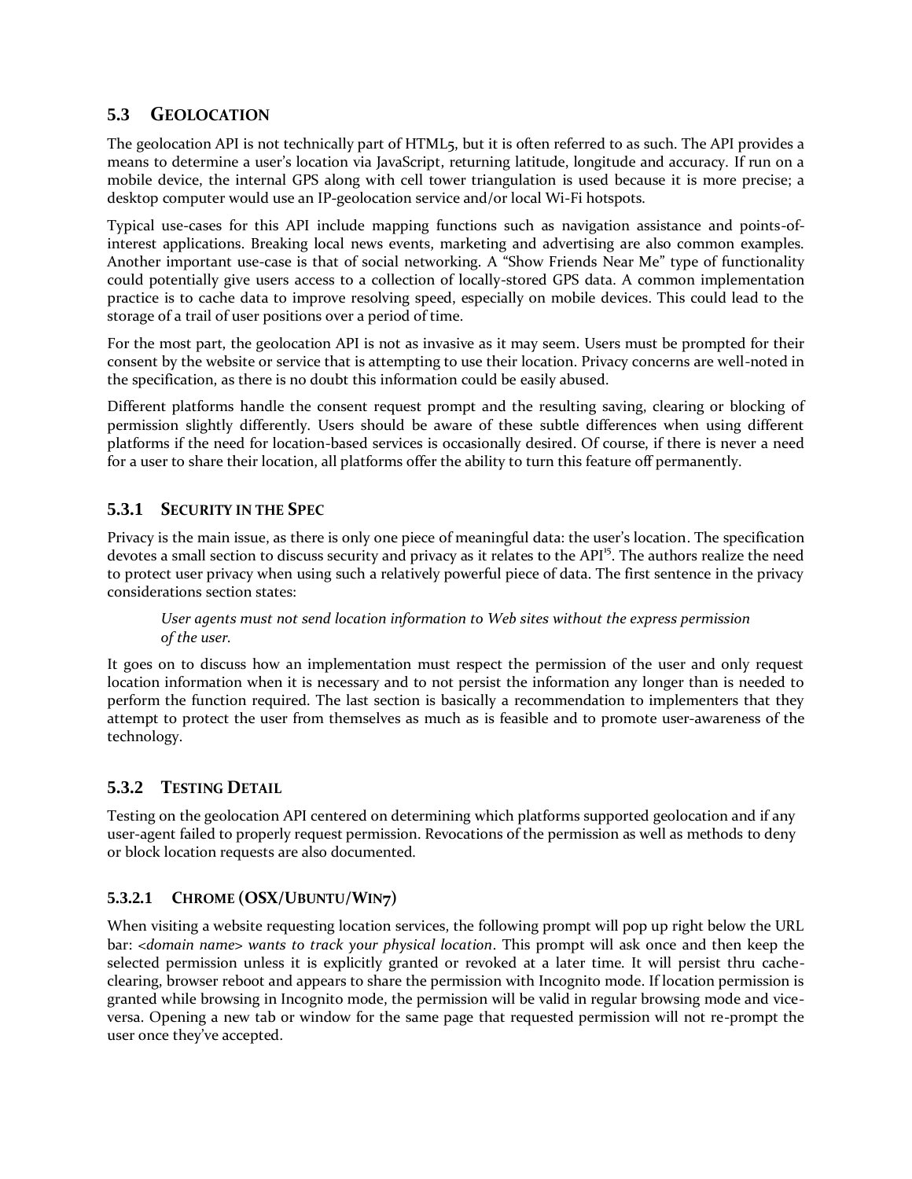## 5.3 GEOLOCATION

The geolocation API is not technically part of HTML5, but it is often referred to as such. The API provides a means to determine a user's location via JavaScript, returning latitude, longitude and accuracy. If run on a mobile device, the internal GPS along with cell tower triangulation is used because it is more precise; a desktop computer would use an IP-geolocation service and/or local Wi-Fi hotspots.

Typical use-cases for this API include mapping functions such as navigation assistance and points-of-interest applications. Breaking local news events, marketing and advertising are also common examples. Another important use-case is that of social networking. A "Show Friends Near Me" type of functionality could potentially give users access to a collection of locally-stored GPS data. A common implementation practice is to cache data to improve resolving speed, especially on mobile devices. This could lead to the storage of a trail of user positions over a period of time.

For the most part, the geolocation API is not as invasive as it may seem. Users must be prompted for their consent by the website or service that is attempting to use their location. Privacy concerns are well-noted in the specification, as there is no doubt this information could be easily abused.

Different platforms handle the consent request prompt and the resulting saving, clearing or blocking of permission slightly differently. Users should be aware of these subtle differences when using different platforms if the need for location-based services is occasionally desired. Of course, if there is never a need for a user to share their location, all platforms offer the ability to turn this feature off permanently.

### 5.3.1 SECURITY IN THE SPEC

Privacy is the main issue, as there is only one piece of meaningful data: the user's location. The specification devotes a small section to discuss security and privacy as it relates to the API[15]. The authors realize the need to protect user privacy when using such a relatively powerful piece of data. The first sentence in the privacy considerations section states:

> *User agents must not send location information to Web sites without the express permission of the user.*

It goes on to discuss how an implementation must respect the permission of the user and only request location information when it is necessary and to not persist the information any longer than is needed to perform the function required. The last section is basically a recommendation to implementers that they attempt to protect the user from themselves as much as is feasible and to promote user-awareness of the technology.

### 5.3.2 TESTING DETAIL

Testing on the geolocation API centered on determining which platforms supported geolocation and if any user-agent failed to properly request permission. Revocations of the permission as well as methods to deny or block location requests are also documented.

#### 5.3.2.1 CHROME (OSX/UBUNTU/WIN7)

When visiting a website requesting location services, the following prompt will pop up right below the URL bar: *<domain name> wants to track your physical location*. This prompt will ask once and then keep the selected permission unless it is explicitly granted or revoked at a later time. It will persist thru cache-clearing, browser reboot and appears to share the permission with Incognito mode. If location permission is granted while browsing in Incognito mode, the permission will be valid in regular browsing mode and vice-versa. Opening a new tab or window for the same page that requested permission will not re-prompt the user once they've accepted.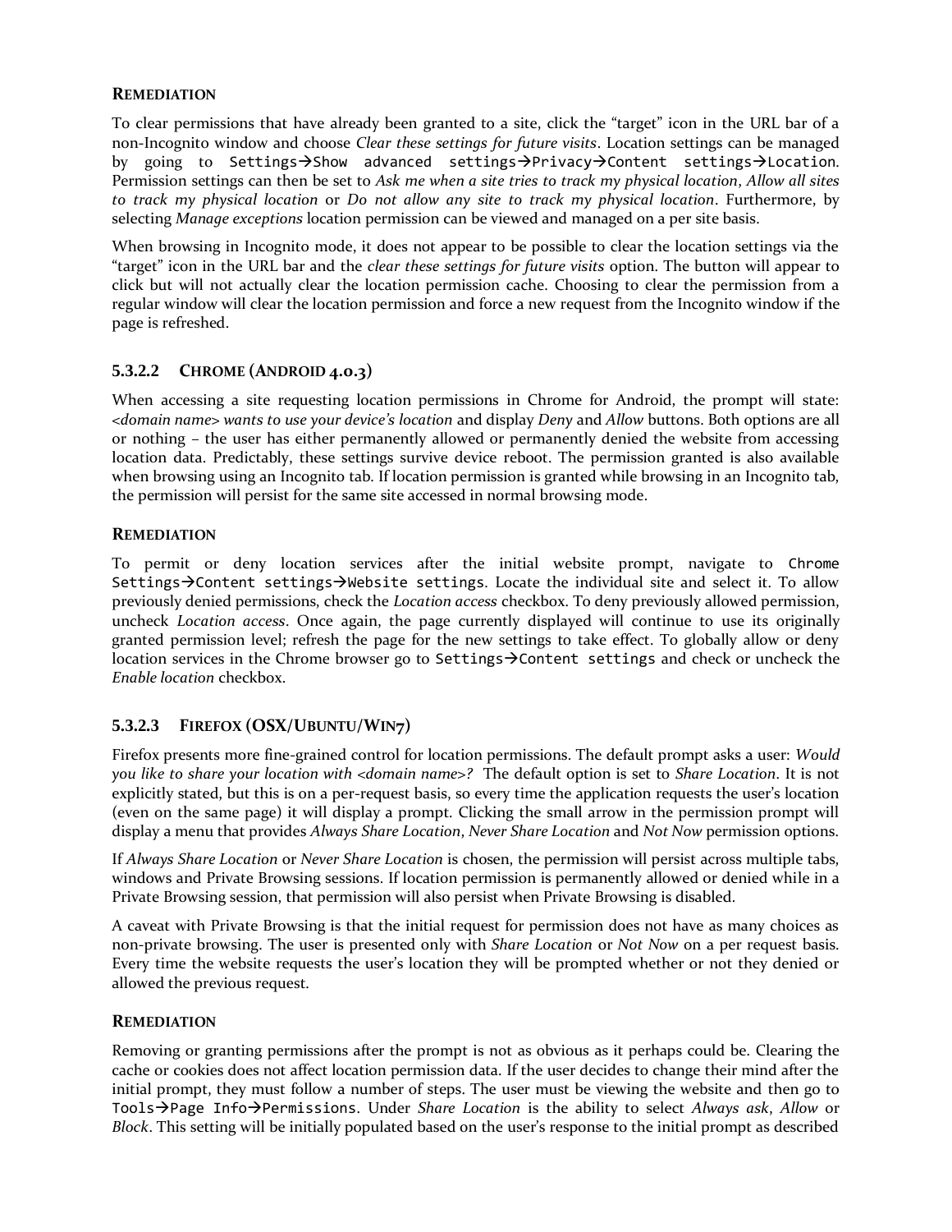#### REMEDIATION

To clear permissions that have already been granted to a site, click the "target" icon in the URL bar of a non-Incognito window and choose *Clear these settings for future visits*. Location settings can be managed by going to `Settings→Show advanced settings→Privacy→Content settings→Location`. Permission settings can then be set to *Ask me when a site tries to track my physical location*, *Allow all sites to track my physical location* or *Do not allow any site to track my physical location*. Furthermore, by selecting *Manage exceptions* location permission can be viewed and managed on a per site basis.

When browsing in Incognito mode, it does not appear to be possible to clear the location settings via the "target" icon in the URL bar and the *clear these settings for future visits* option. The button will appear to click but will not actually clear the location permission cache. Choosing to clear the permission from a regular window will clear the location permission and force a new request from the Incognito window if the page is refreshed.

### 5.3.2.2 CHROME (ANDROID 4.0.3)

When accessing a site requesting location permissions in Chrome for Android, the prompt will state: *<domain name> wants to use your device's location* and display *Deny* and *Allow* buttons. Both options are all or nothing – the user has either permanently allowed or permanently denied the website from accessing location data. Predictably, these settings survive device reboot. The permission granted is also available when browsing using an Incognito tab. If location permission is granted while browsing in an Incognito tab, the permission will persist for the same site accessed in normal browsing mode.

#### REMEDIATION

To permit or deny location services after the initial website prompt, navigate to `Chrome Settings→Content settings→Website settings`. Locate the individual site and select it. To allow previously denied permissions, check the *Location access* checkbox. To deny previously allowed permission, uncheck *Location access*. Once again, the page currently displayed will continue to use its originally granted permission level; refresh the page for the new settings to take effect. To globally allow or deny location services in the Chrome browser go to `Settings→Content settings` and check or uncheck the *Enable location* checkbox.

### 5.3.2.3 FIREFOX (OSX/UBUNTU/WIN7)

Firefox presents more fine-grained control for location permissions. The default prompt asks a user: *Would you like to share your location with <domain name>?* The default option is set to *Share Location*. It is not explicitly stated, but this is on a per-request basis, so every time the application requests the user's location (even on the same page) it will display a prompt. Clicking the small arrow in the permission prompt will display a menu that provides *Always Share Location*, *Never Share Location* and *Not Now* permission options.

If *Always Share Location* or *Never Share Location* is chosen, the permission will persist across multiple tabs, windows and Private Browsing sessions. If location permission is permanently allowed or denied while in a Private Browsing session, that permission will also persist when Private Browsing is disabled.

A caveat with Private Browsing is that the initial request for permission does not have as many choices as non-private browsing. The user is presented only with *Share Location* or *Not Now* on a per request basis. Every time the website requests the user's location they will be prompted whether or not they denied or allowed the previous request.

#### REMEDIATION

Removing or granting permissions after the prompt is not as obvious as it perhaps could be. Clearing the cache or cookies does not affect location permission data. If the user decides to change their mind after the initial prompt, they must follow a number of steps. The user must be viewing the website and then go to `Tools→Page Info→Permissions`. Under *Share Location* is the ability to select *Always ask*, *Allow* or *Block*. This setting will be initially populated based on the user's response to the initial prompt as described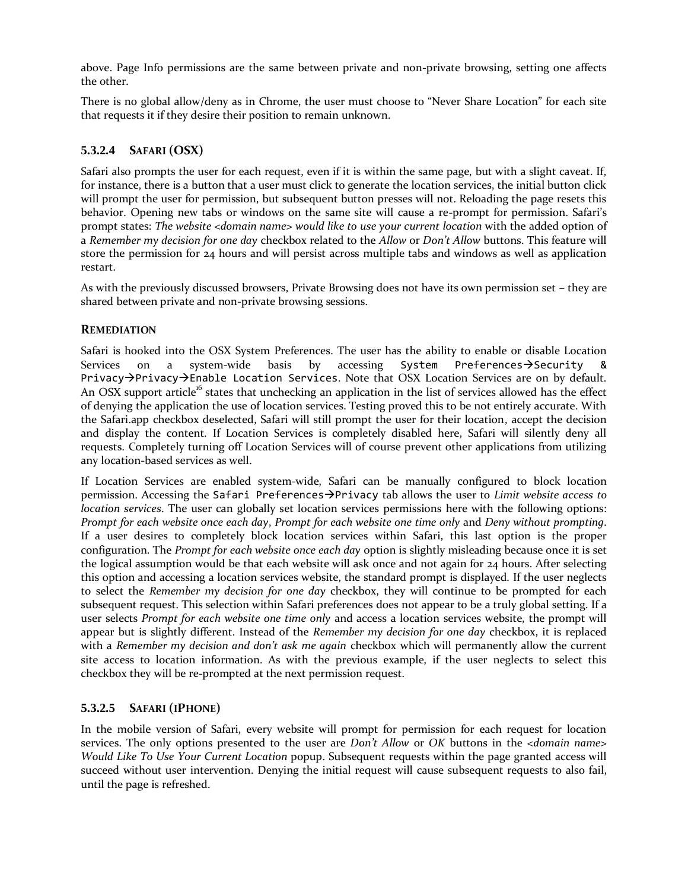above. Page Info permissions are the same between private and non-private browsing, setting one affects the other.

There is no global allow/deny as in Chrome, the user must choose to "Never Share Location" for each site that requests it if they desire their position to remain unknown.

#### 5.3.2.4 SAFARI (OSX)

Safari also prompts the user for each request, even if it is within the same page, but with a slight caveat. If, for instance, there is a button that a user must click to generate the location services, the initial button click will prompt the user for permission, but subsequent button presses will not. Reloading the page resets this behavior. Opening new tabs or windows on the same site will cause a re-prompt for permission. Safari's prompt states: *The website <domain name> would like to use your current location* with the added option of a *Remember my decision for one day* checkbox related to the *Allow* or *Don't Allow* buttons. This feature will store the permission for 24 hours and will persist across multiple tabs and windows as well as application restart.

As with the previously discussed browsers, Private Browsing does not have its own permission set – they are shared between private and non-private browsing sessions.

**REMEDIATION**

Safari is hooked into the OSX System Preferences. The user has the ability to enable or disable Location Services on a system-wide basis by accessing `System Preferences→Security & Privacy→Privacy→Enable Location Services`. Note that OSX Location Services are on by default. An OSX support article[16] states that unchecking an application in the list of services allowed has the effect of denying the application the use of location services. Testing proved this to be not entirely accurate. With the Safari.app checkbox deselected, Safari will still prompt the user for their location, accept the decision and display the content. If Location Services is completely disabled here, Safari will silently deny all requests. Completely turning off Location Services will of course prevent other applications from utilizing any location-based services as well.

If Location Services are enabled system-wide, Safari can be manually configured to block location permission. Accessing the `Safari Preferences→Privacy` tab allows the user to *Limit website access to location services*. The user can globally set location services permissions here with the following options: *Prompt for each website once each day*, *Prompt for each website one time only* and *Deny without prompting*. If a user desires to completely block location services within Safari, this last option is the proper configuration. The *Prompt for each website once each day* option is slightly misleading because once it is set the logical assumption would be that each website will ask once and not again for 24 hours. After selecting this option and accessing a location services website, the standard prompt is displayed. If the user neglects to select the *Remember my decision for one day* checkbox, they will continue to be prompted for each subsequent request. This selection within Safari preferences does not appear to be a truly global setting. If a user selects *Prompt for each website one time only* and access a location services website, the prompt will appear but is slightly different. Instead of the *Remember my decision for one day* checkbox, it is replaced with a *Remember my decision and don't ask me again* checkbox which will permanently allow the current site access to location information. As with the previous example, if the user neglects to select this checkbox they will be re-prompted at the next permission request.

#### 5.3.2.5 SAFARI (IPHONE)

In the mobile version of Safari, every website will prompt for permission for each request for location services. The only options presented to the user are *Don't Allow* or *OK* buttons in the *<domain name> Would Like To Use Your Current Location* popup. Subsequent requests within the page granted access will succeed without user intervention. Denying the initial request will cause subsequent requests to also fail, until the page is refreshed.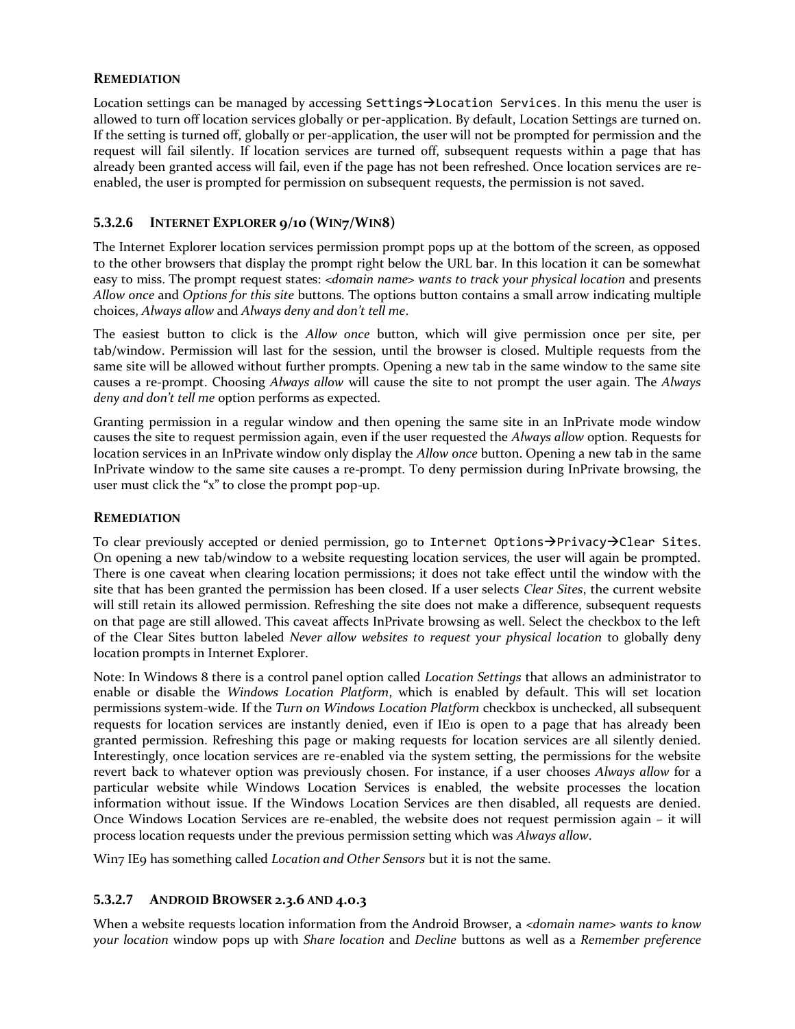**REMEDIATION**

Location settings can be managed by accessing `Settings→Location Services`. In this menu the user is allowed to turn off location services globally or per-application. By default, Location Settings are turned on. If the setting is turned off, globally or per-application, the user will not be prompted for permission and the request will fail silently. If location services are turned off, subsequent requests within a page that has already been granted access will fail, even if the page has not been refreshed. Once location services are re-enabled, the user is prompted for permission on subsequent requests, the permission is not saved.

### 5.3.2.6 INTERNET EXPLORER 9/10 (WIN7/WIN8)

The Internet Explorer location services permission prompt pops up at the bottom of the screen, as opposed to the other browsers that display the prompt right below the URL bar. In this location it can be somewhat easy to miss. The prompt request states: *<domain name> wants to track your physical location* and presents *Allow once* and *Options for this site* buttons. The options button contains a small arrow indicating multiple choices, *Always allow* and *Always deny and don't tell me*.

The easiest button to click is the *Allow once* button, which will give permission once per site, per tab/window. Permission will last for the session, until the browser is closed. Multiple requests from the same site will be allowed without further prompts. Opening a new tab in the same window to the same site causes a re-prompt. Choosing *Always allow* will cause the site to not prompt the user again. The *Always deny and don't tell me* option performs as expected.

Granting permission in a regular window and then opening the same site in an InPrivate mode window causes the site to request permission again, even if the user requested the *Always allow* option. Requests for location services in an InPrivate window only display the *Allow once* button. Opening a new tab in the same InPrivate window to the same site causes a re-prompt. To deny permission during InPrivate browsing, the user must click the "x" to close the prompt pop-up.

**REMEDIATION**

To clear previously accepted or denied permission, go to `Internet Options→Privacy→Clear Sites`. On opening a new tab/window to a website requesting location services, the user will again be prompted. There is one caveat when clearing location permissions; it does not take effect until the window with the site that has been granted the permission has been closed. If a user selects *Clear Sites*, the current website will still retain its allowed permission. Refreshing the site does not make a difference, subsequent requests on that page are still allowed. This caveat affects InPrivate browsing as well. Select the checkbox to the left of the Clear Sites button labeled *Never allow websites to request your physical location* to globally deny location prompts in Internet Explorer.

Note: In Windows 8 there is a control panel option called *Location Settings* that allows an administrator to enable or disable the *Windows Location Platform*, which is enabled by default. This will set location permissions system-wide. If the *Turn on Windows Location Platform* checkbox is unchecked, all subsequent requests for location services are instantly denied, even if IE10 is open to a page that has already been granted permission. Refreshing this page or making requests for location services are all silently denied. Interestingly, once location services are re-enabled via the system setting, the permissions for the website revert back to whatever option was previously chosen. For instance, if a user chooses *Always allow* for a particular website while Windows Location Services is enabled, the website processes the location information without issue. If the Windows Location Services are then disabled, all requests are denied. Once Windows Location Services are re-enabled, the website does not request permission again – it will process location requests under the previous permission setting which was *Always allow*.

Win7 IE9 has something called *Location and Other Sensors* but it is not the same.

### 5.3.2.7 ANDROID BROWSER 2.3.6 AND 4.0.3

When a website requests location information from the Android Browser, a *<domain name> wants to know your location* window pops up with *Share location* and *Decline* buttons as well as a *Remember preference*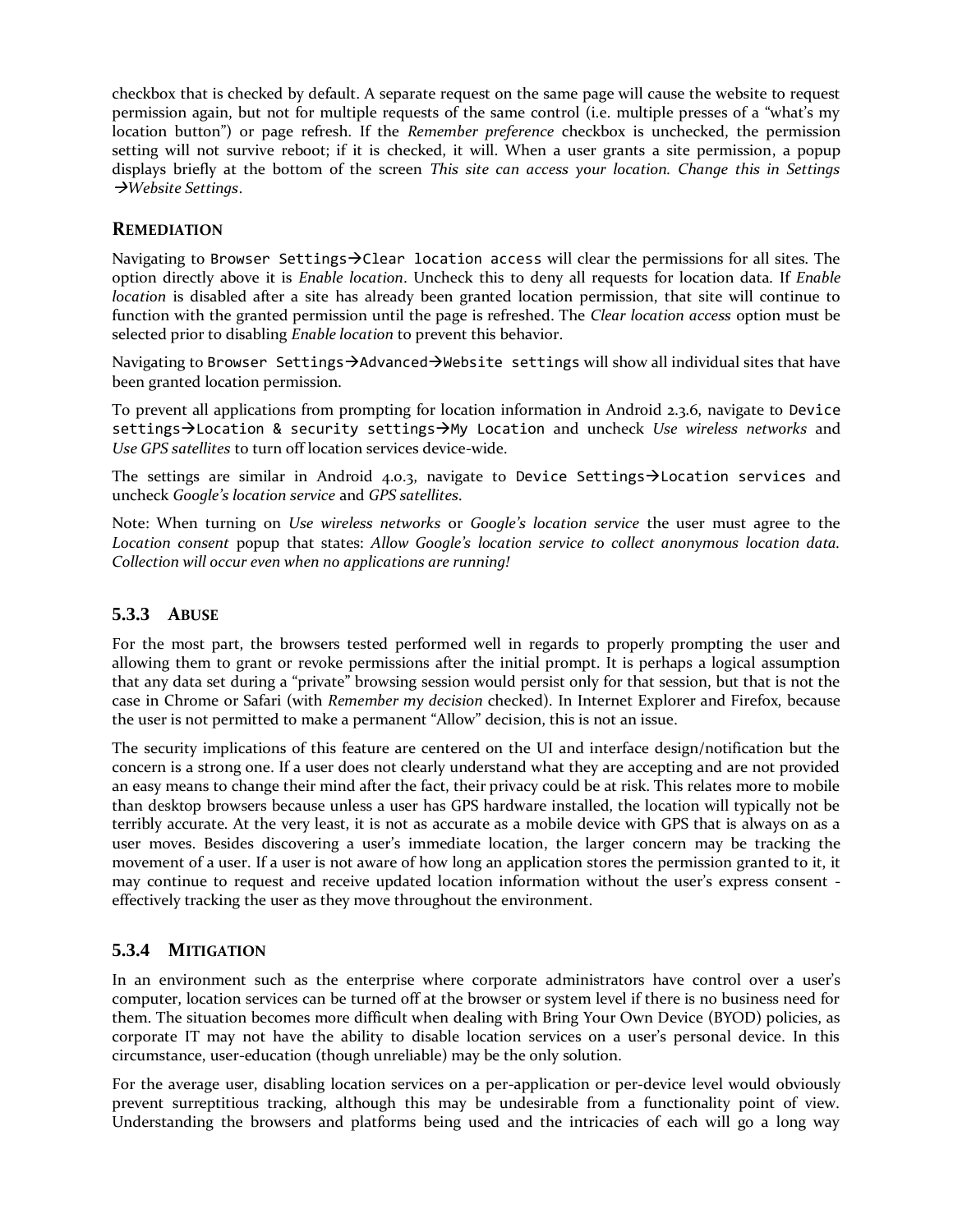checkbox that is checked by default. A separate request on the same page will cause the website to request permission again, but not for multiple requests of the same control (i.e. multiple presses of a "what's my location button") or page refresh. If the *Remember preference* checkbox is unchecked, the permission setting will not survive reboot; if it is checked, it will. When a user grants a site permission, a popup displays briefly at the bottom of the screen *This site can access your location. Change this in Settings →Website Settings*.

### REMEDIATION

Navigating to `Browser Settings→Clear location access` will clear the permissions for all sites. The option directly above it is *Enable location*. Uncheck this to deny all requests for location data. If *Enable location* is disabled after a site has already been granted location permission, that site will continue to function with the granted permission until the page is refreshed. The *Clear location access* option must be selected prior to disabling *Enable location* to prevent this behavior.

Navigating to `Browser Settings→Advanced→Website settings` will show all individual sites that have been granted location permission.

To prevent all applications from prompting for location information in Android 2.3.6, navigate to `Device settings→Location & security settings→My Location` and uncheck *Use wireless networks* and *Use GPS satellites* to turn off location services device-wide.

The settings are similar in Android 4.0.3, navigate to `Device Settings→Location services` and uncheck *Google's location service* and *GPS satellites*.

Note: When turning on *Use wireless networks* or *Google's location service* the user must agree to the *Location consent* popup that states: *Allow Google's location service to collect anonymous location data. Collection will occur even when no applications are running!*

## 5.3.3 ABUSE

For the most part, the browsers tested performed well in regards to properly prompting the user and allowing them to grant or revoke permissions after the initial prompt. It is perhaps a logical assumption that any data set during a "private" browsing session would persist only for that session, but that is not the case in Chrome or Safari (with *Remember my decision* checked). In Internet Explorer and Firefox, because the user is not permitted to make a permanent "Allow" decision, this is not an issue.

The security implications of this feature are centered on the UI and interface design/notification but the concern is a strong one. If a user does not clearly understand what they are accepting and are not provided an easy means to change their mind after the fact, their privacy could be at risk. This relates more to mobile than desktop browsers because unless a user has GPS hardware installed, the location will typically not be terribly accurate. At the very least, it is not as accurate as a mobile device with GPS that is always on as a user moves. Besides discovering a user's immediate location, the larger concern may be tracking the movement of a user. If a user is not aware of how long an application stores the permission granted to it, it may continue to request and receive updated location information without the user's express consent - effectively tracking the user as they move throughout the environment.

## 5.3.4 MITIGATION

In an environment such as the enterprise where corporate administrators have control over a user's computer, location services can be turned off at the browser or system level if there is no business need for them. The situation becomes more difficult when dealing with Bring Your Own Device (BYOD) policies, as corporate IT may not have the ability to disable location services on a user's personal device. In this circumstance, user-education (though unreliable) may be the only solution.

For the average user, disabling location services on a per-application or per-device level would obviously prevent surreptitious tracking, although this may be undesirable from a functionality point of view. Understanding the browsers and platforms being used and the intricacies of each will go a long way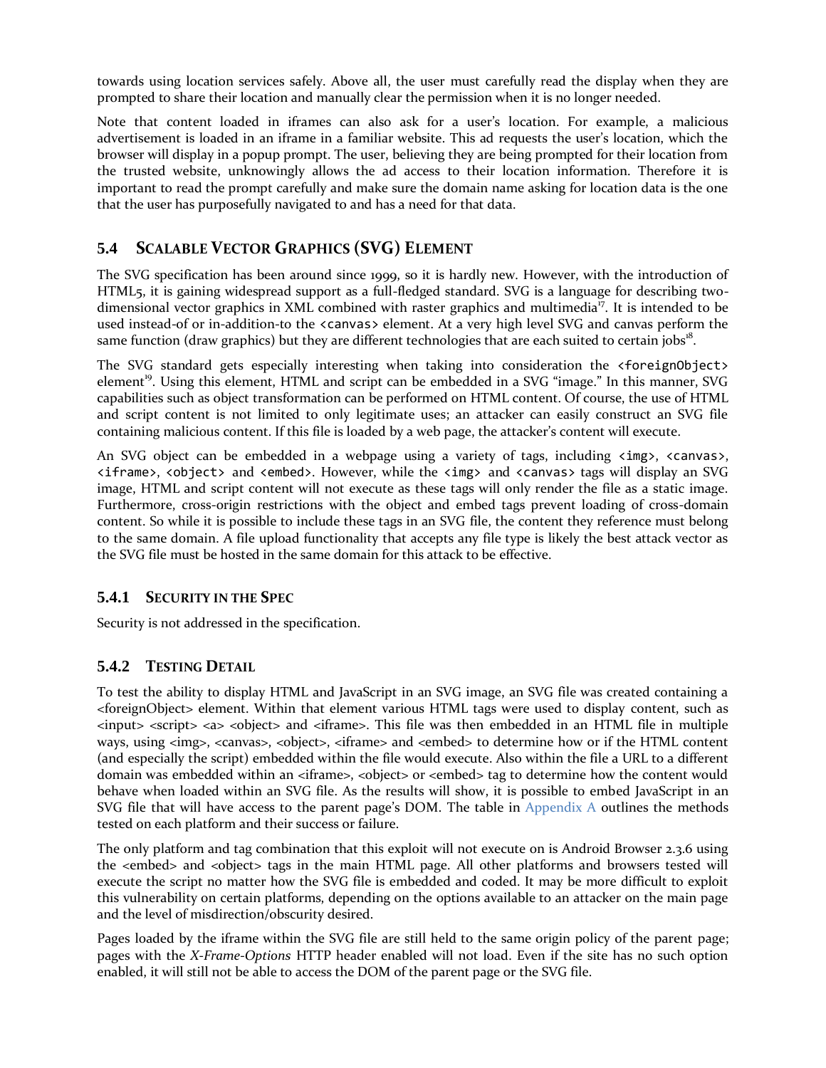towards using location services safely. Above all, the user must carefully read the display when they are prompted to share their location and manually clear the permission when it is no longer needed.

Note that content loaded in iframes can also ask for a user's location. For example, a malicious advertisement is loaded in an iframe in a familiar website. This ad requests the user's location, which the browser will display in a popup prompt. The user, believing they are being prompted for their location from the trusted website, unknowingly allows the ad access to their location information. Therefore it is important to read the prompt carefully and make sure the domain name asking for location data is the one that the user has purposefully navigated to and has a need for that data.

## 5.4 Scalable Vector Graphics (SVG) Element

The SVG specification has been around since 1999, so it is hardly new. However, with the introduction of HTML5, it is gaining widespread support as a full-fledged standard. SVG is a language for describing two-dimensional vector graphics in XML combined with raster graphics and multimedia[17]. It is intended to be used instead-of or in-addition-to the `<canvas>` element. At a very high level SVG and canvas perform the same function (draw graphics) but they are different technologies that are each suited to certain jobs[18].

The SVG standard gets especially interesting when taking into consideration the `<foreignObject>` element[19]. Using this element, HTML and script can be embedded in a SVG "image." In this manner, SVG capabilities such as object transformation can be performed on HTML content. Of course, the use of HTML and script content is not limited to only legitimate uses; an attacker can easily construct an SVG file containing malicious content. If this file is loaded by a web page, the attacker's content will execute.

An SVG object can be embedded in a webpage using a variety of tags, including `<img>`, `<canvas>`, `<iframe>`, `<object>` and `<embed>`. However, while the `<img>` and `<canvas>` tags will display an SVG image, HTML and script content will not execute as these tags will only render the file as a static image. Furthermore, cross-origin restrictions with the object and embed tags prevent loading of cross-domain content. So while it is possible to include these tags in an SVG file, the content they reference must belong to the same domain. A file upload functionality that accepts any file type is likely the best attack vector as the SVG file must be hosted in the same domain for this attack to be effective.

### 5.4.1 Security in the Spec

Security is not addressed in the specification.

### 5.4.2 Testing Detail

To test the ability to display HTML and JavaScript in an SVG image, an SVG file was created containing a <foreignObject> element. Within that element various HTML tags were used to display content, such as <input> <script> <a> <object> and <iframe>. This file was then embedded in an HTML file in multiple ways, using <img>, <canvas>, <object>, <iframe> and <embed> to determine how or if the HTML content (and especially the script) embedded within the file would execute. Also within the file a URL to a different domain was embedded within an <iframe>, <object> or <embed> tag to determine how the content would behave when loaded within an SVG file. As the results will show, it is possible to embed JavaScript in an SVG file that will have access to the parent page's DOM. The table in Appendix A outlines the methods tested on each platform and their success or failure.

The only platform and tag combination that this exploit will not execute on is Android Browser 2.3.6 using the <embed> and <object> tags in the main HTML page. All other platforms and browsers tested will execute the script no matter how the SVG file is embedded and coded. It may be more difficult to exploit this vulnerability on certain platforms, depending on the options available to an attacker on the main page and the level of misdirection/obscurity desired.

Pages loaded by the iframe within the SVG file are still held to the same origin policy of the parent page; pages with the *X-Frame-Options* HTTP header enabled will not load. Even if the site has no such option enabled, it will still not be able to access the DOM of the parent page or the SVG file.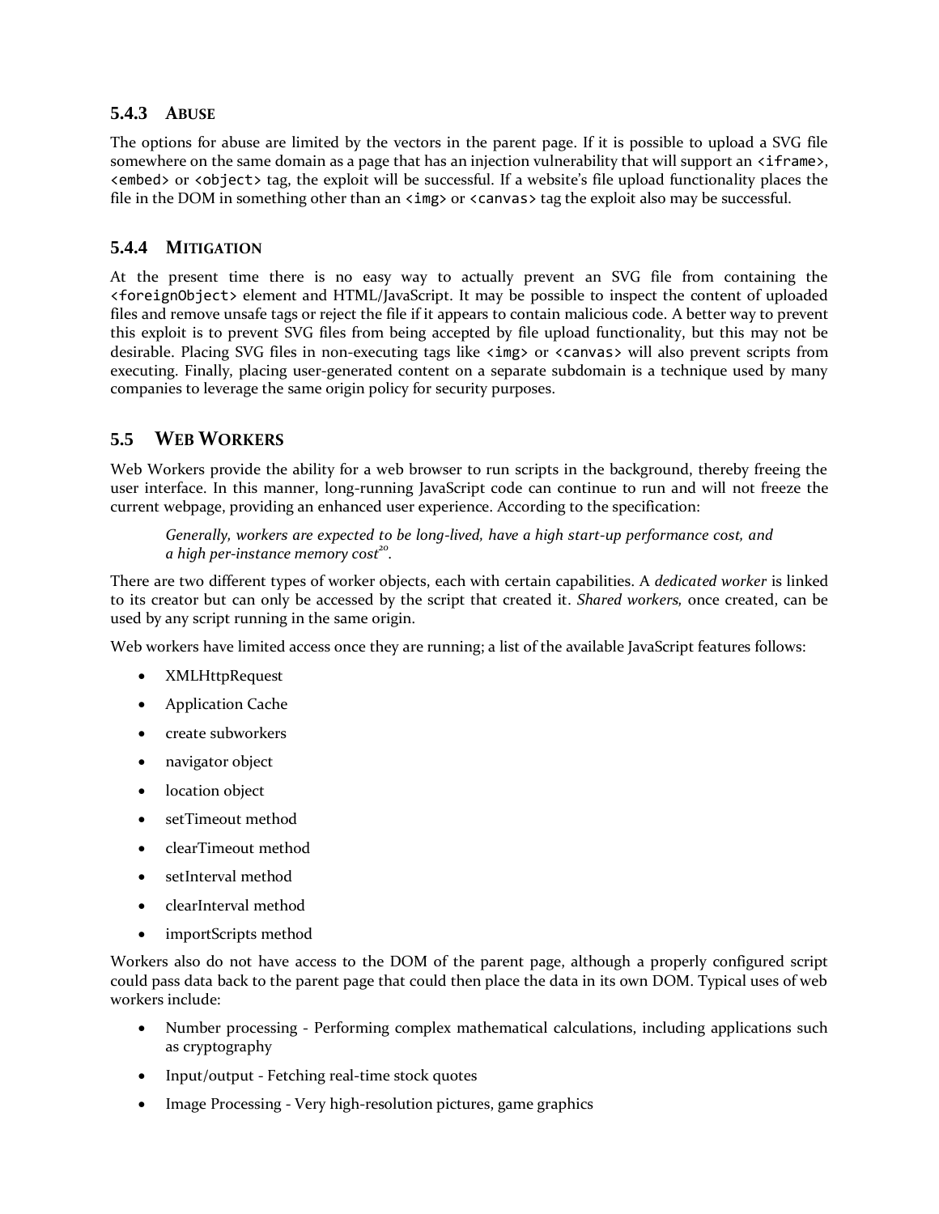### 5.4.3 Abuse

The options for abuse are limited by the vectors in the parent page. If it is possible to upload a SVG file somewhere on the same domain as a page that has an injection vulnerability that will support an `<iframe>`, `<embed>` or `<object>` tag, the exploit will be successful. If a website's file upload functionality places the file in the DOM in something other than an `<img>` or `<canvas>` tag the exploit also may be successful.

### 5.4.4 Mitigation

At the present time there is no easy way to actually prevent an SVG file from containing the `<foreignObject>` element and HTML/JavaScript. It may be possible to inspect the content of uploaded files and remove unsafe tags or reject the file if it appears to contain malicious code. A better way to prevent this exploit is to prevent SVG files from being accepted by file upload functionality, but this may not be desirable. Placing SVG files in non-executing tags like `<img>` or `<canvas>` will also prevent scripts from executing. Finally, placing user-generated content on a separate subdomain is a technique used by many companies to leverage the same origin policy for security purposes.

## 5.5 Web Workers

Web Workers provide the ability for a web browser to run scripts in the background, thereby freeing the user interface. In this manner, long-running JavaScript code can continue to run and will not freeze the current webpage, providing an enhanced user experience. According to the specification:

> *Generally, workers are expected to be long-lived, have a high start-up performance cost, and a high per-instance memory cost*[20].

There are two different types of worker objects, each with certain capabilities. A *dedicated worker* is linked to its creator but can only be accessed by the script that created it. *Shared workers,* once created, can be used by any script running in the same origin.

Web workers have limited access once they are running; a list of the available JavaScript features follows:

- XMLHttpRequest
- Application Cache
- create subworkers
- navigator object
- location object
- setTimeout method
- clearTimeout method
- setInterval method
- clearInterval method
- importScripts method

Workers also do not have access to the DOM of the parent page, although a properly configured script could pass data back to the parent page that could then place the data in its own DOM. Typical uses of web workers include:

- Number processing - Performing complex mathematical calculations, including applications such as cryptography
- Input/output - Fetching real-time stock quotes
- Image Processing - Very high-resolution pictures, game graphics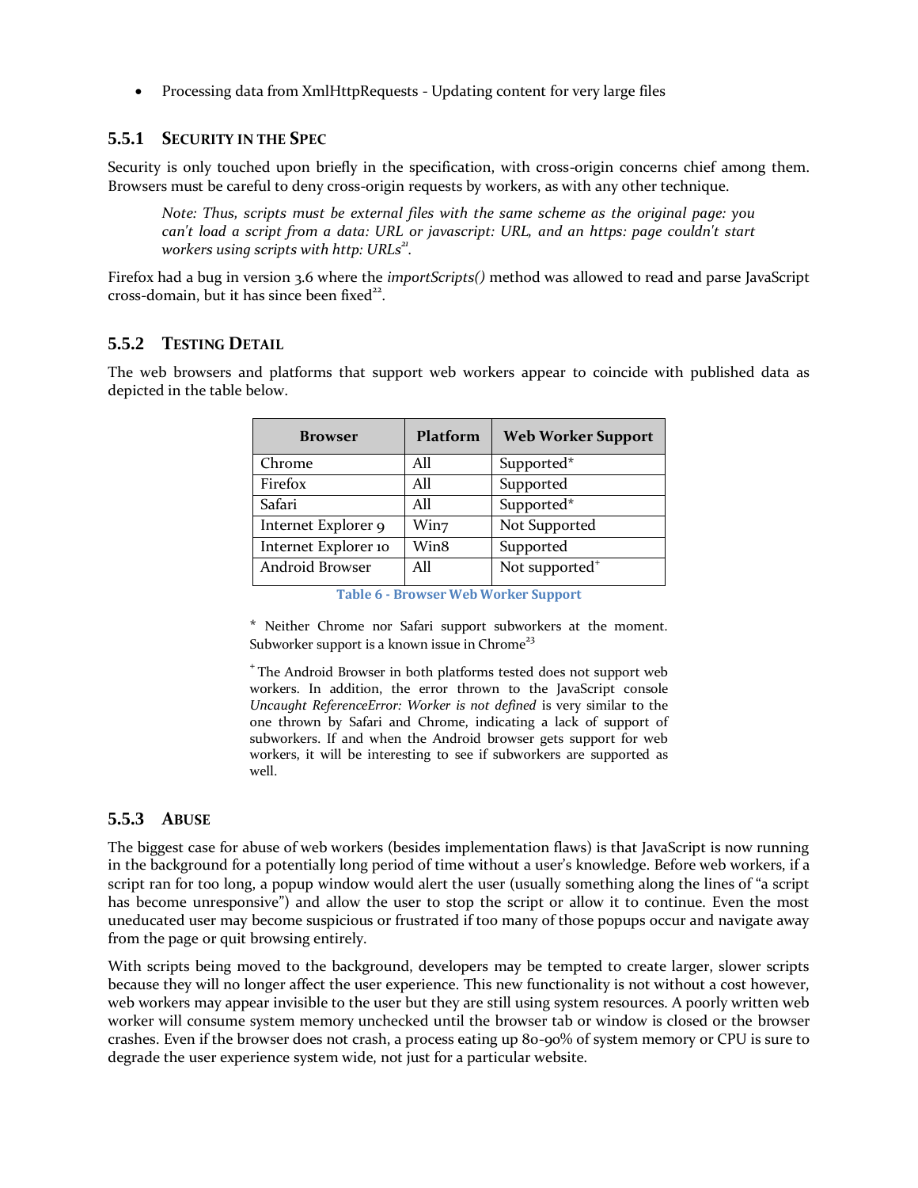- Processing data from XmlHttpRequests - Updating content for very large files

### 5.5.1 Security in the Spec

Security is only touched upon briefly in the specification, with cross-origin concerns chief among them. Browsers must be careful to deny cross-origin requests by workers, as with any other technique.

> *Note: Thus, scripts must be external files with the same scheme as the original page: you can't load a script from a data: URL or javascript: URL, and an https: page couldn't start workers using scripts with http: URLs*[21].

Firefox had a bug in version 3.6 where the *importScripts()* method was allowed to read and parse JavaScript cross-domain, but it has since been fixed[22].

### 5.5.2 Testing Detail

The web browsers and platforms that support web workers appear to coincide with published data as depicted in the table below.

| Browser | Platform | Web Worker Support |
|---|---|---|
| Chrome | All | Supported* |
| Firefox | All | Supported |
| Safari | All | Supported* |
| Internet Explorer 9 | Win7 | Not Supported |
| Internet Explorer 10 | Win8 | Supported |
| Android Browser | All | Not supported+ |

Table 6 - Browser Web Worker Support

\* Neither Chrome nor Safari support subworkers at the moment. Subworker support is a known issue in Chrome[23]

+ The Android Browser in both platforms tested does not support web workers. In addition, the error thrown to the JavaScript console *Uncaught ReferenceError: Worker is not defined* is very similar to the one thrown by Safari and Chrome, indicating a lack of support of subworkers. If and when the Android browser gets support for web workers, it will be interesting to see if subworkers are supported as well.

### 5.5.3 Abuse

The biggest case for abuse of web workers (besides implementation flaws) is that JavaScript is now running in the background for a potentially long period of time without a user's knowledge. Before web workers, if a script ran for too long, a popup window would alert the user (usually something along the lines of "a script has become unresponsive") and allow the user to stop the script or allow it to continue. Even the most uneducated user may become suspicious or frustrated if too many of those popups occur and navigate away from the page or quit browsing entirely.

With scripts being moved to the background, developers may be tempted to create larger, slower scripts because they will no longer affect the user experience. This new functionality is not without a cost however, web workers may appear invisible to the user but they are still using system resources. A poorly written web worker will consume system memory unchecked until the browser tab or window is closed or the browser crashes. Even if the browser does not crash, a process eating up 80-90% of system memory or CPU is sure to degrade the user experience system wide, not just for a particular website.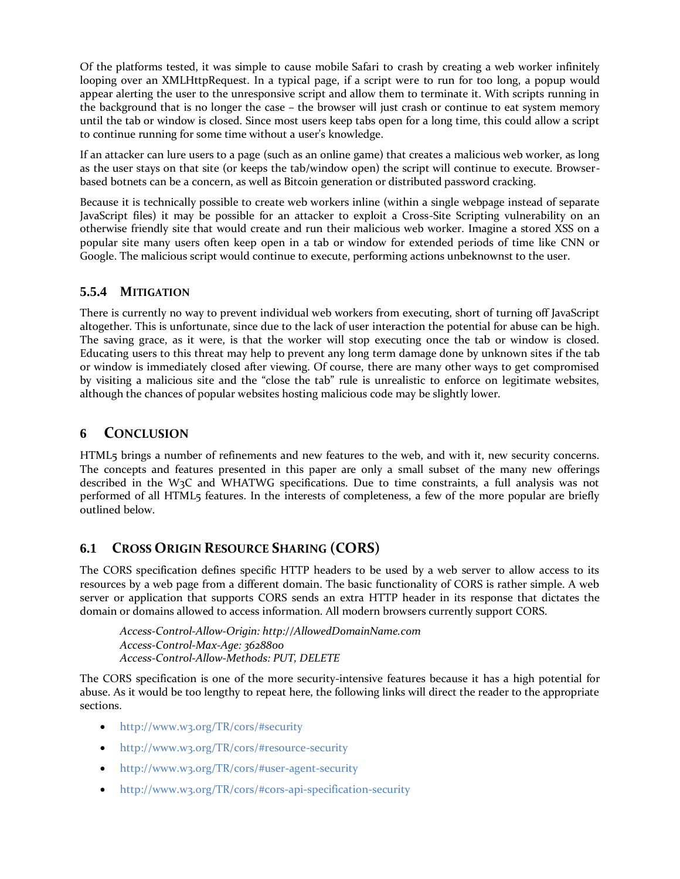Of the platforms tested, it was simple to cause mobile Safari to crash by creating a web worker infinitely looping over an XMLHttpRequest. In a typical page, if a script were to run for too long, a popup would appear alerting the user to the unresponsive script and allow them to terminate it. With scripts running in the background that is no longer the case – the browser will just crash or continue to eat system memory until the tab or window is closed. Since most users keep tabs open for a long time, this could allow a script to continue running for some time without a user's knowledge.

If an attacker can lure users to a page (such as an online game) that creates a malicious web worker, as long as the user stays on that site (or keeps the tab/window open) the script will continue to execute. Browser-based botnets can be a concern, as well as Bitcoin generation or distributed password cracking.

Because it is technically possible to create web workers inline (within a single webpage instead of separate JavaScript files) it may be possible for an attacker to exploit a Cross-Site Scripting vulnerability on an otherwise friendly site that would create and run their malicious web worker. Imagine a stored XSS on a popular site many users often keep open in a tab or window for extended periods of time like CNN or Google. The malicious script would continue to execute, performing actions unbeknownst to the user.

### 5.5.4 Mitigation

There is currently no way to prevent individual web workers from executing, short of turning off JavaScript altogether. This is unfortunate, since due to the lack of user interaction the potential for abuse can be high. The saving grace, as it were, is that the worker will stop executing once the tab or window is closed. Educating users to this threat may help to prevent any long term damage done by unknown sites if the tab or window is immediately closed after viewing. Of course, there are many other ways to get compromised by visiting a malicious site and the "close the tab" rule is unrealistic to enforce on legitimate websites, although the chances of popular websites hosting malicious code may be slightly lower.

## 6 Conclusion

HTML5 brings a number of refinements and new features to the web, and with it, new security concerns. The concepts and features presented in this paper are only a small subset of the many new offerings described in the W3C and WHATWG specifications. Due to time constraints, a full analysis was not performed of all HTML5 features. In the interests of completeness, a few of the more popular are briefly outlined below.

### 6.1 Cross Origin Resource Sharing (CORS)

The CORS specification defines specific HTTP headers to be used by a web server to allow access to its resources by a web page from a different domain. The basic functionality of CORS is rather simple. A web server or application that supports CORS sends an extra HTTP header in its response that dictates the domain or domains allowed to access information. All modern browsers currently support CORS.

*Access-Control-Allow-Origin: http://AllowedDomainName.com*
*Access-Control-Max-Age: 3628800*
*Access-Control-Allow-Methods: PUT, DELETE*

The CORS specification is one of the more security-intensive features because it has a high potential for abuse. As it would be too lengthy to repeat here, the following links will direct the reader to the appropriate sections.

- http://www.w3.org/TR/cors/#security
- http://www.w3.org/TR/cors/#resource-security
- http://www.w3.org/TR/cors/#user-agent-security
- http://www.w3.org/TR/cors/#cors-api-specification-security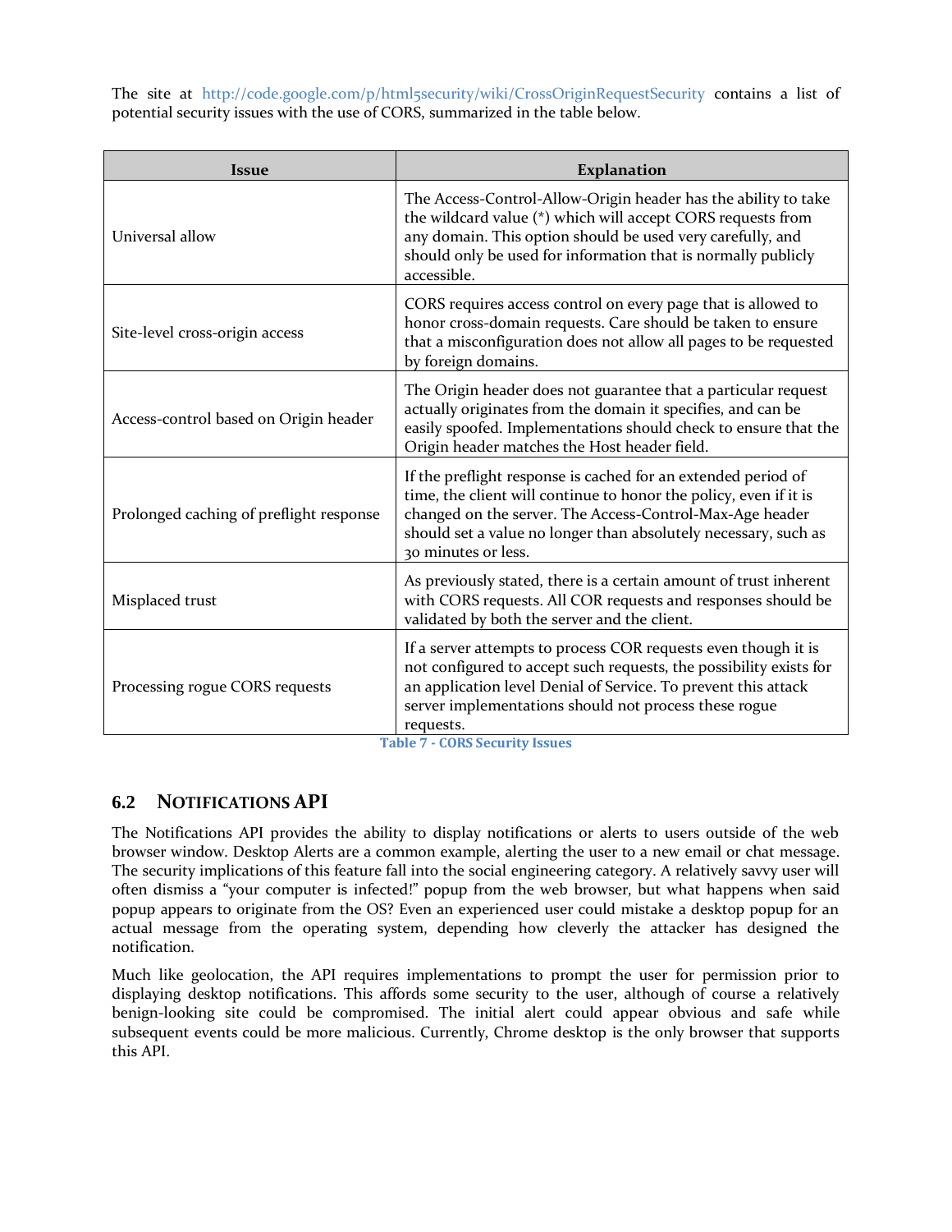The site at http://code.google.com/p/html5security/wiki/CrossOriginRequestSecurity contains a list of potential security issues with the use of CORS, summarized in the table below.

| Issue | Explanation |
| --- | --- |
| Universal allow | The Access-Control-Allow-Origin header has the ability to take the wildcard value (*) which will accept CORS requests from any domain. This option should be used very carefully, and should only be used for information that is normally publicly accessible. |
| Site-level cross-origin access | CORS requires access control on every page that is allowed to honor cross-domain requests. Care should be taken to ensure that a misconfiguration does not allow all pages to be requested by foreign domains. |
| Access-control based on Origin header | The Origin header does not guarantee that a particular request actually originates from the domain it specifies, and can be easily spoofed. Implementations should check to ensure that the Origin header matches the Host header field. |
| Prolonged caching of preflight response | If the preflight response is cached for an extended period of time, the client will continue to honor the policy, even if it is changed on the server. The Access-Control-Max-Age header should set a value no longer than absolutely necessary, such as 30 minutes or less. |
| Misplaced trust | As previously stated, there is a certain amount of trust inherent with CORS requests. All COR requests and responses should be validated by both the server and the client. |
| Processing rogue CORS requests | If a server attempts to process COR requests even though it is not configured to accept such requests, the possibility exists for an application level Denial of Service. To prevent this attack server implementations should not process these rogue requests. |

**Table 7 - CORS Security Issues**

## 6.2 Notifications API

The Notifications API provides the ability to display notifications or alerts to users outside of the web browser window. Desktop Alerts are a common example, alerting the user to a new email or chat message. The security implications of this feature fall into the social engineering category. A relatively savvy user will often dismiss a "your computer is infected!" popup from the web browser, but what happens when said popup appears to originate from the OS? Even an experienced user could mistake a desktop popup for an actual message from the operating system, depending how cleverly the attacker has designed the notification.

Much like geolocation, the API requires implementations to prompt the user for permission prior to displaying desktop notifications. This affords some security to the user, although of course a relatively benign-looking site could be compromised. The initial alert could appear obvious and safe while subsequent events could be more malicious. Currently, Chrome desktop is the only browser that supports this API.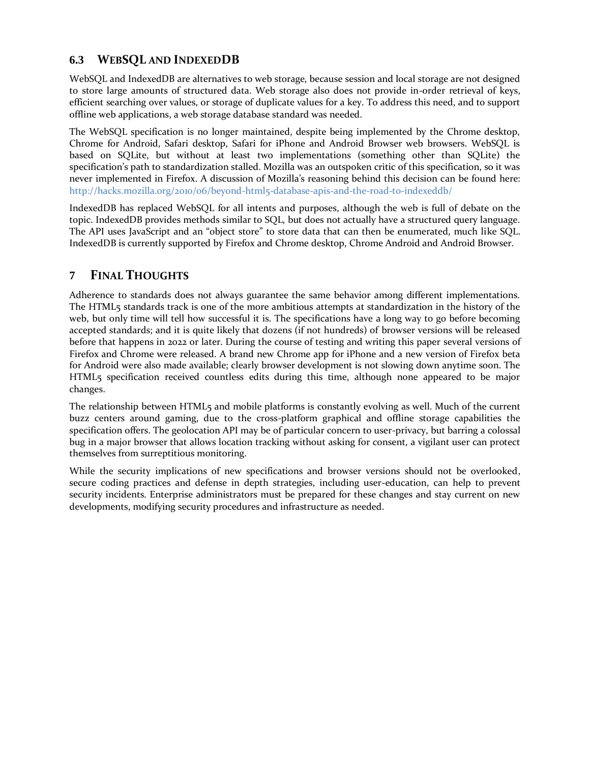## 6.3 WebSQL and IndexedDB

WebSQL and IndexedDB are alternatives to web storage, because session and local storage are not designed to store large amounts of structured data. Web storage also does not provide in-order retrieval of keys, efficient searching over values, or storage of duplicate values for a key. To address this need, and to support offline web applications, a web storage database standard was needed.

The WebSQL specification is no longer maintained, despite being implemented by the Chrome desktop, Chrome for Android, Safari desktop, Safari for iPhone and Android Browser web browsers. WebSQL is based on SQLite, but without at least two implementations (something other than SQLite) the specification's path to standardization stalled. Mozilla was an outspoken critic of this specification, so it was never implemented in Firefox. A discussion of Mozilla's reasoning behind this decision can be found here: http://hacks.mozilla.org/2010/06/beyond-html5-database-apis-and-the-road-to-indexeddb/

IndexedDB has replaced WebSQL for all intents and purposes, although the web is full of debate on the topic. IndexedDB provides methods similar to SQL, but does not actually have a structured query language. The API uses JavaScript and an "object store" to store data that can then be enumerated, much like SQL. IndexedDB is currently supported by Firefox and Chrome desktop, Chrome Android and Android Browser.

# 7 Final Thoughts

Adherence to standards does not always guarantee the same behavior among different implementations. The HTML5 standards track is one of the more ambitious attempts at standardization in the history of the web, but only time will tell how successful it is. The specifications have a long way to go before becoming accepted standards; and it is quite likely that dozens (if not hundreds) of browser versions will be released before that happens in 2022 or later. During the course of testing and writing this paper several versions of Firefox and Chrome were released. A brand new Chrome app for iPhone and a new version of Firefox beta for Android were also made available; clearly browser development is not slowing down anytime soon. The HTML5 specification received countless edits during this time, although none appeared to be major changes.

The relationship between HTML5 and mobile platforms is constantly evolving as well. Much of the current buzz centers around gaming, due to the cross-platform graphical and offline storage capabilities the specification offers. The geolocation API may be of particular concern to user-privacy, but barring a colossal bug in a major browser that allows location tracking without asking for consent, a vigilant user can protect themselves from surreptitious monitoring.

While the security implications of new specifications and browser versions should not be overlooked, secure coding practices and defense in depth strategies, including user-education, can help to prevent security incidents. Enterprise administrators must be prepared for these changes and stay current on new developments, modifying security procedures and infrastructure as needed.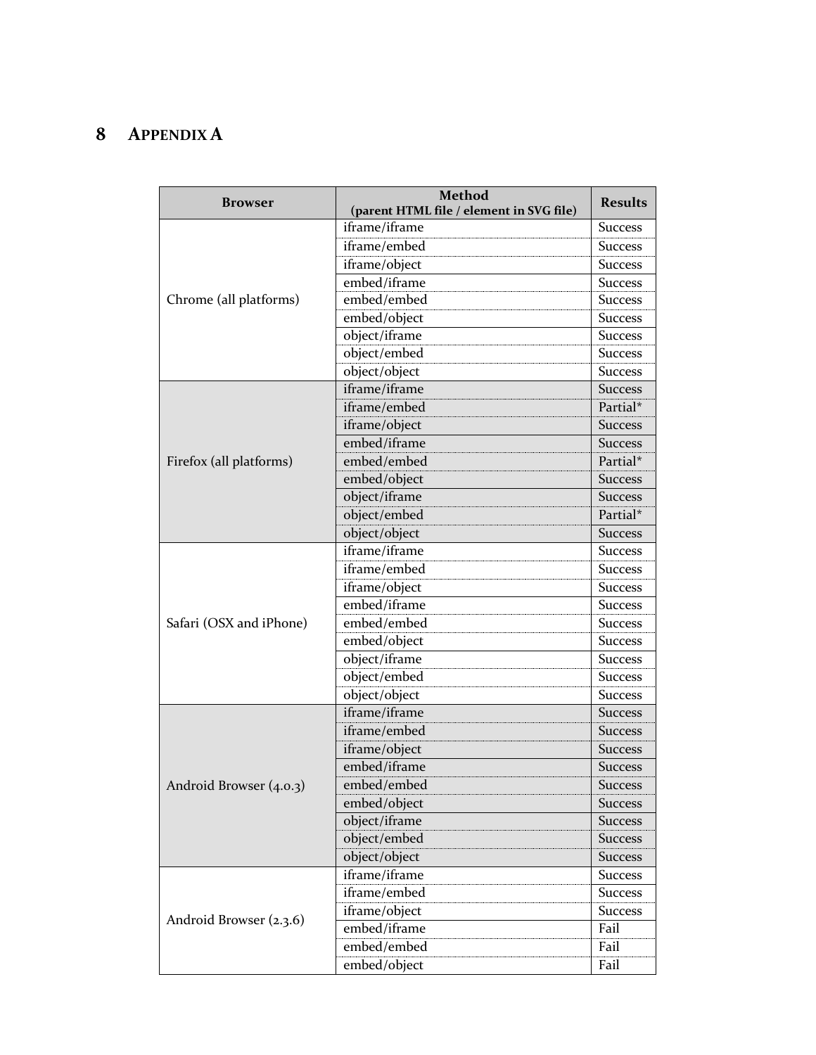# 8 APPENDIX A

| Browser | Method (parent HTML file / element in SVG file) | Results |
|---|---|---|
| Chrome (all platforms) | iframe/iframe | Success |
| | iframe/embed | Success |
| | iframe/object | Success |
| | embed/iframe | Success |
| | embed/embed | Success |
| | embed/object | Success |
| | object/iframe | Success |
| | object/embed | Success |
| | object/object | Success |
| Firefox (all platforms) | iframe/iframe | Success |
| | iframe/embed | Partial* |
| | iframe/object | Success |
| | embed/iframe | Success |
| | embed/embed | Partial* |
| | embed/object | Success |
| | object/iframe | Success |
| | object/embed | Partial* |
| | object/object | Success |
| Safari (OSX and iPhone) | iframe/iframe | Success |
| | iframe/embed | Success |
| | iframe/object | Success |
| | embed/iframe | Success |
| | embed/embed | Success |
| | embed/object | Success |
| | object/iframe | Success |
| | object/embed | Success |
| | object/object | Success |
| Android Browser (4.0.3) | iframe/iframe | Success |
| | iframe/embed | Success |
| | iframe/object | Success |
| | embed/iframe | Success |
| | embed/embed | Success |
| | embed/object | Success |
| | object/iframe | Success |
| | object/embed | Success |
| | object/object | Success |
| Android Browser (2.3.6) | iframe/iframe | Success |
| | iframe/embed | Success |
| | iframe/object | Success |
| | embed/iframe | Fail |
| | embed/embed | Fail |
| | embed/object | Fail |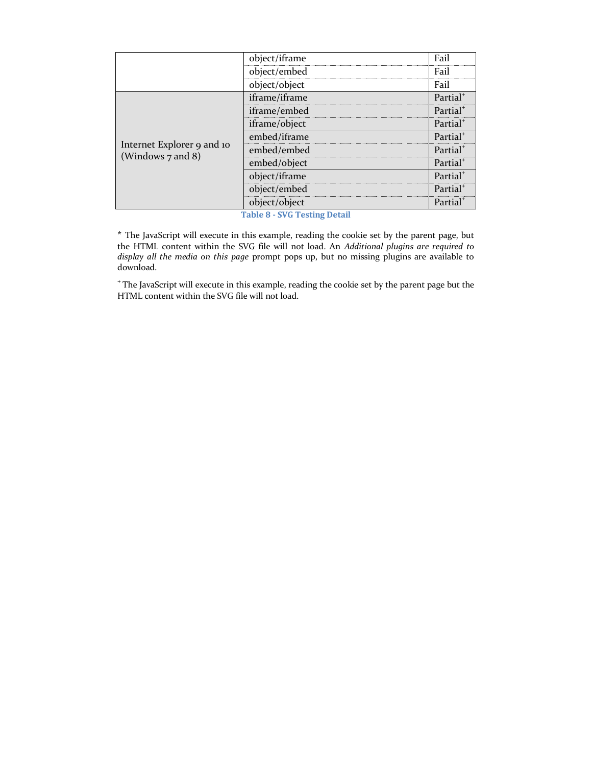| | | |
|---|---|---|
| | object/iframe | Fail |
| | object/embed | Fail |
| | object/object | Fail |
| Internet Explorer 9 and 10 (Windows 7 and 8) | iframe/iframe | Partial+ |
| | iframe/embed | Partial+ |
| | iframe/object | Partial+ |
| | embed/iframe | Partial+ |
| | embed/embed | Partial+ |
| | embed/object | Partial+ |
| | object/iframe | Partial+ |
| | object/embed | Partial+ |
| | object/object | Partial+ |

**Table 8 - SVG Testing Detail**

* The JavaScript will execute in this example, reading the cookie set by the parent page, but the HTML content within the SVG file will not load. An *Additional plugins are required to display all the media on this page* prompt pops up, but no missing plugins are available to download.

+ The JavaScript will execute in this example, reading the cookie set by the parent page but the HTML content within the SVG file will not load.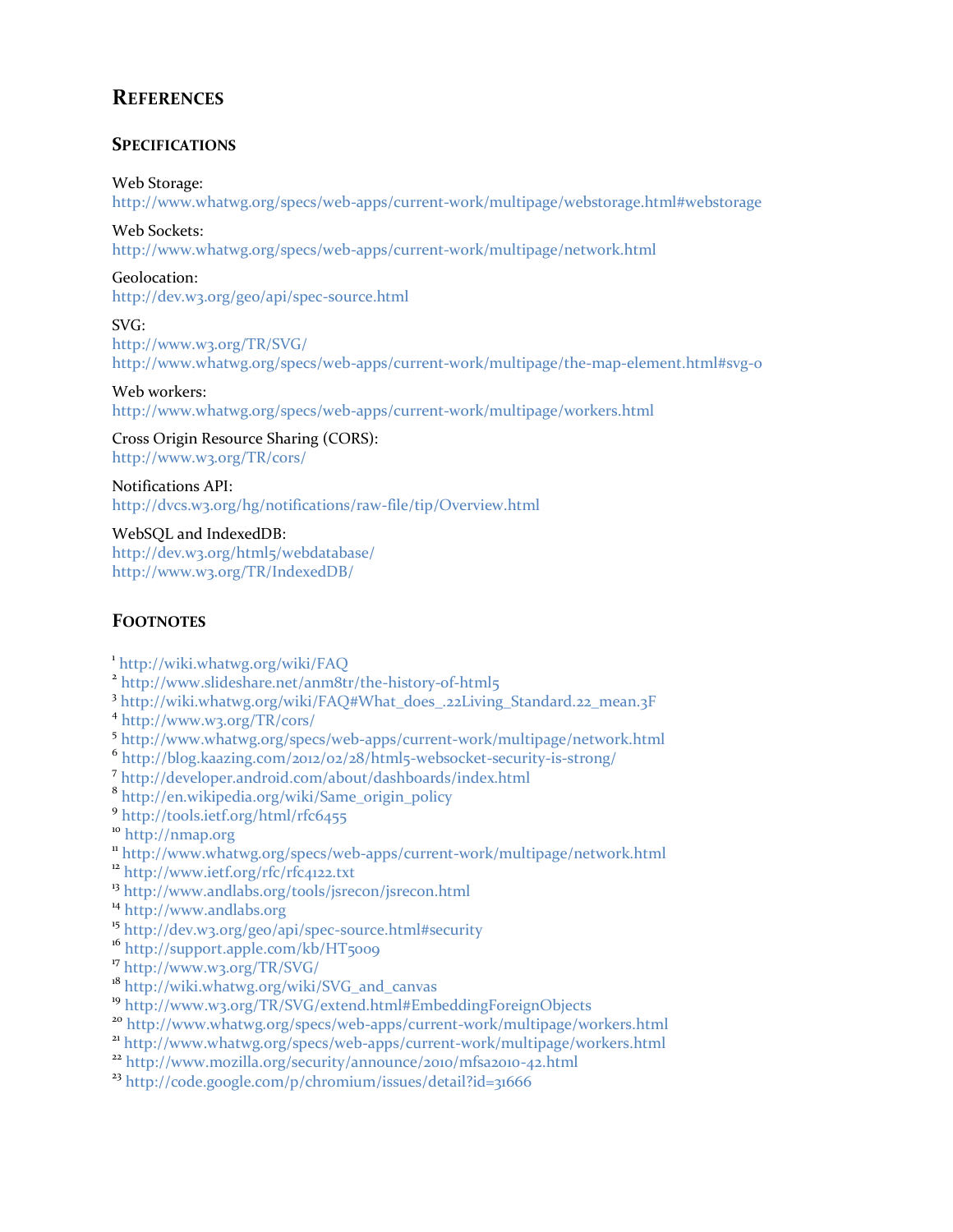# REFERENCES

## SPECIFICATIONS

Web Storage:
http://www.whatwg.org/specs/web-apps/current-work/multipage/webstorage.html#webstorage

Web Sockets:
http://www.whatwg.org/specs/web-apps/current-work/multipage/network.html

Geolocation:
http://dev.w3.org/geo/api/spec-source.html

SVG:
http://www.w3.org/TR/SVG/
http://www.whatwg.org/specs/web-apps/current-work/multipage/the-map-element.html#svg-0

Web workers:
http://www.whatwg.org/specs/web-apps/current-work/multipage/workers.html

Cross Origin Resource Sharing (CORS):
http://www.w3.org/TR/cors/

Notifications API:
http://dvcs.w3.org/hg/notifications/raw-file/tip/Overview.html

WebSQL and IndexedDB:
http://dev.w3.org/html5/webdatabase/
http://www.w3.org/TR/IndexedDB/

## FOOTNOTES

[1] http://wiki.whatwg.org/wiki/FAQ
[2] http://www.slideshare.net/anm8tr/the-history-of-html5
[3] http://wiki.whatwg.org/wiki/FAQ#What_does_.22Living_Standard.22_mean.3F
[4] http://www.w3.org/TR/cors/
[5] http://www.whatwg.org/specs/web-apps/current-work/multipage/network.html
[6] http://blog.kaazing.com/2012/02/28/html5-websocket-security-is-strong/
[7] http://developer.android.com/about/dashboards/index.html
[8] http://en.wikipedia.org/wiki/Same_origin_policy
[9] http://tools.ietf.org/html/rfc6455
[10] http://nmap.org
[11] http://www.whatwg.org/specs/web-apps/current-work/multipage/network.html
[12] http://www.ietf.org/rfc/rfc4122.txt
[13] http://www.andlabs.org/tools/jsrecon/jsrecon.html
[14] http://www.andlabs.org
[15] http://dev.w3.org/geo/api/spec-source.html#security
[16] http://support.apple.com/kb/HT5009
[17] http://www.w3.org/TR/SVG/
[18] http://wiki.whatwg.org/wiki/SVG_and_canvas
[19] http://www.w3.org/TR/SVG/extend.html#EmbeddingForeignObjects
[20] http://www.whatwg.org/specs/web-apps/current-work/multipage/workers.html
[21] http://www.whatwg.org/specs/web-apps/current-work/multipage/workers.html
[22] http://www.mozilla.org/security/announce/2010/mfsa2010-42.html
[23] http://code.google.com/p/chromium/issues/detail?id=31666